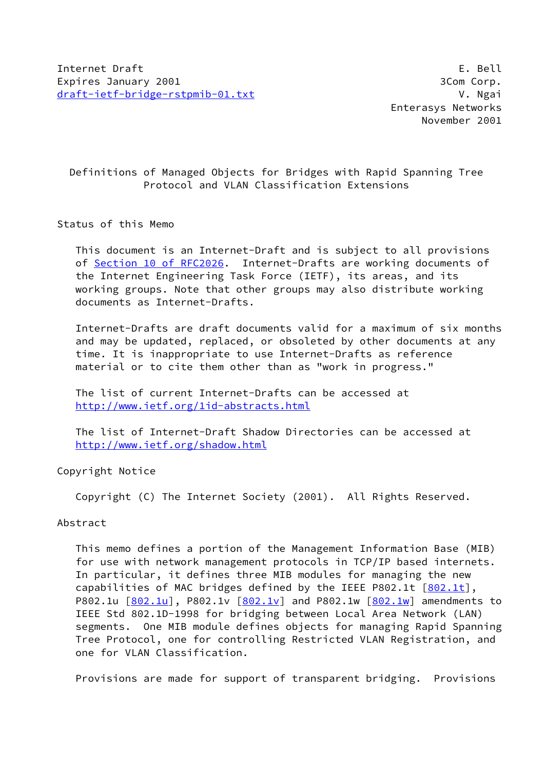Internet Draft                                                  E. Bell
Expires January 2001                                         3Com Corp.
draft-ietf-bridge-rstpmib-01.txt                                V. Ngai
                                                     Enterasys Networks
                                                          November 2001

# Definitions of Managed Objects for Bridges with Rapid Spanning Tree Protocol and VLAN Classification Extensions

## Status of this Memo

This document is an Internet-Draft and is subject to all provisions of Section 10 of RFC2026. Internet-Drafts are working documents of the Internet Engineering Task Force (IETF), its areas, and its working groups. Note that other groups may also distribute working documents as Internet-Drafts.

Internet-Drafts are draft documents valid for a maximum of six months and may be updated, replaced, or obsoleted by other documents at any time. It is inappropriate to use Internet-Drafts as reference material or to cite them other than as "work in progress."

The list of current Internet-Drafts can be accessed at http://www.ietf.org/1id-abstracts.html

The list of Internet-Draft Shadow Directories can be accessed at http://www.ietf.org/shadow.html

## Copyright Notice

Copyright (C) The Internet Society (2001). All Rights Reserved.

## Abstract

This memo defines a portion of the Management Information Base (MIB) for use with network management protocols in TCP/IP based internets. In particular, it defines three MIB modules for managing the new capabilities of MAC bridges defined by the IEEE P802.1t [802.1t], P802.1u [802.1u], P802.1v [802.1v] and P802.1w [802.1w] amendments to IEEE Std 802.1D-1998 for bridging between Local Area Network (LAN) segments. One MIB module defines objects for managing Rapid Spanning Tree Protocol, one for controlling Restricted VLAN Registration, and one for VLAN Classification.

Provisions are made for support of transparent bridging. Provisions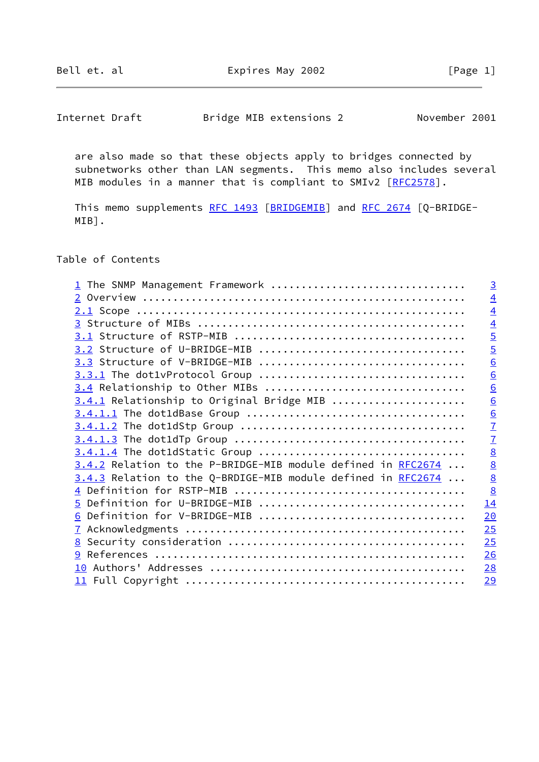are also made so that these objects apply to bridges connected by subnetworks other than LAN segments. This memo also includes several MIB modules in a manner that is compliant to SMIv2 [RFC2578].

This memo supplements RFC 1493 [BRIDGEMIB] and RFC 2674 [Q-BRIDGE-MIB].

## Table of Contents

```
1 The SNMP Management Framework ..............................   3
2 Overview ..................................................   4
2.1 Scope ...................................................   4
3 Structure of MIBs .........................................   4
3.1 Structure of RSTP-MIB ...................................   5
3.2 Structure of U-BRIDGE-MIB ...............................   5
3.3 Structure of V-BRIDGE-MIB ...............................   6
3.3.1 The dot1vProtocol Group ...............................   6
3.4 Relationship to Other MIBs ..............................   6
3.4.1 Relationship to Original Bridge MIB ...................   6
3.4.1.1 The dot1dBase Group .................................   6
3.4.1.2 The dot1dStp Group ..................................   7
3.4.1.3 The dot1dTp Group ...................................   7
3.4.1.4 The dot1dStatic Group ...............................   8
3.4.2 Relation to the P-BRIDGE-MIB module defined in RFC2674 ...   8
3.4.3 Relation to the Q-BRDIGE-MIB module defined in RFC2674 ...   8
4 Definition for RSTP-MIB ...................................   8
5 Definition for U-BRIDGE-MIB ...............................  14
6 Definition for V-BRIDGE-MIB ...............................  20
7 Acknowledgments ...........................................  25
8 Security consideration ....................................  25
9 References ................................................  26
10 Authors' Addresses .......................................  28
11 Full Copyright ...........................................  29
```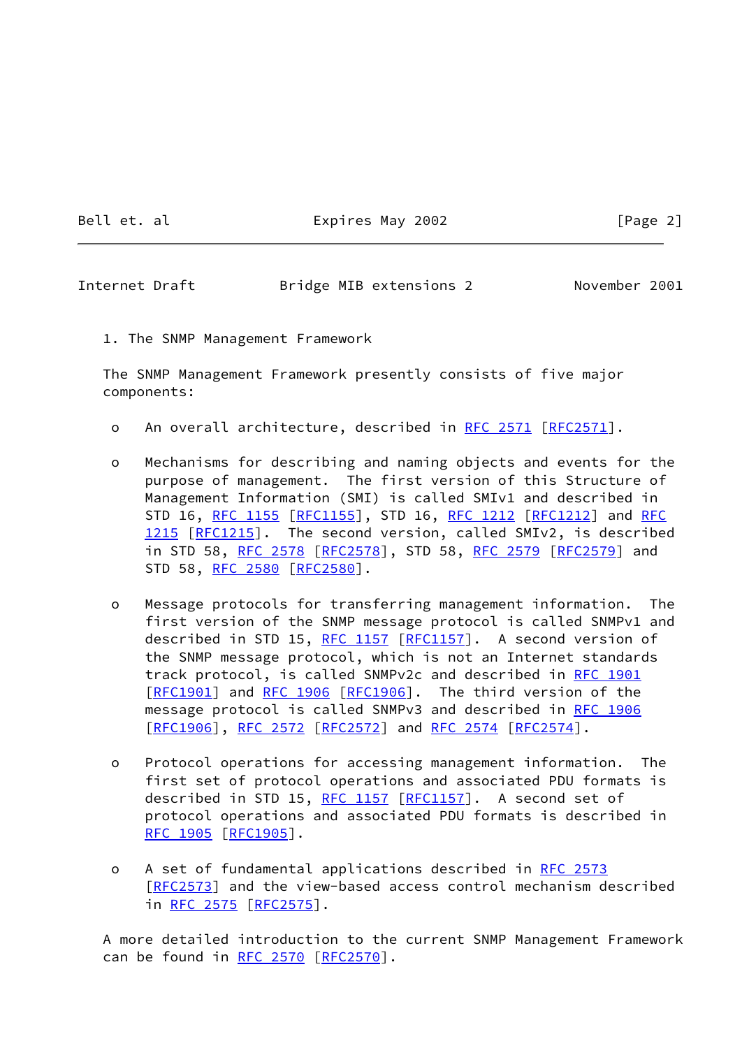## 1. The SNMP Management Framework

The SNMP Management Framework presently consists of five major components:

- An overall architecture, described in RFC 2571 [RFC2571].

- Mechanisms for describing and naming objects and events for the purpose of management. The first version of this Structure of Management Information (SMI) is called SMIv1 and described in STD 16, RFC 1155 [RFC1155], STD 16, RFC 1212 [RFC1212] and RFC 1215 [RFC1215]. The second version, called SMIv2, is described in STD 58, RFC 2578 [RFC2578], STD 58, RFC 2579 [RFC2579] and STD 58, RFC 2580 [RFC2580].

- Message protocols for transferring management information. The first version of the SNMP message protocol is called SNMPv1 and described in STD 15, RFC 1157 [RFC1157]. A second version of the SNMP message protocol, which is not an Internet standards track protocol, is called SNMPv2c and described in RFC 1901 [RFC1901] and RFC 1906 [RFC1906]. The third version of the message protocol is called SNMPv3 and described in RFC 1906 [RFC1906], RFC 2572 [RFC2572] and RFC 2574 [RFC2574].

- Protocol operations for accessing management information. The first set of protocol operations and associated PDU formats is described in STD 15, RFC 1157 [RFC1157]. A second set of protocol operations and associated PDU formats is described in RFC 1905 [RFC1905].

- A set of fundamental applications described in RFC 2573 [RFC2573] and the view-based access control mechanism described in RFC 2575 [RFC2575].

A more detailed introduction to the current SNMP Management Framework can be found in RFC 2570 [RFC2570].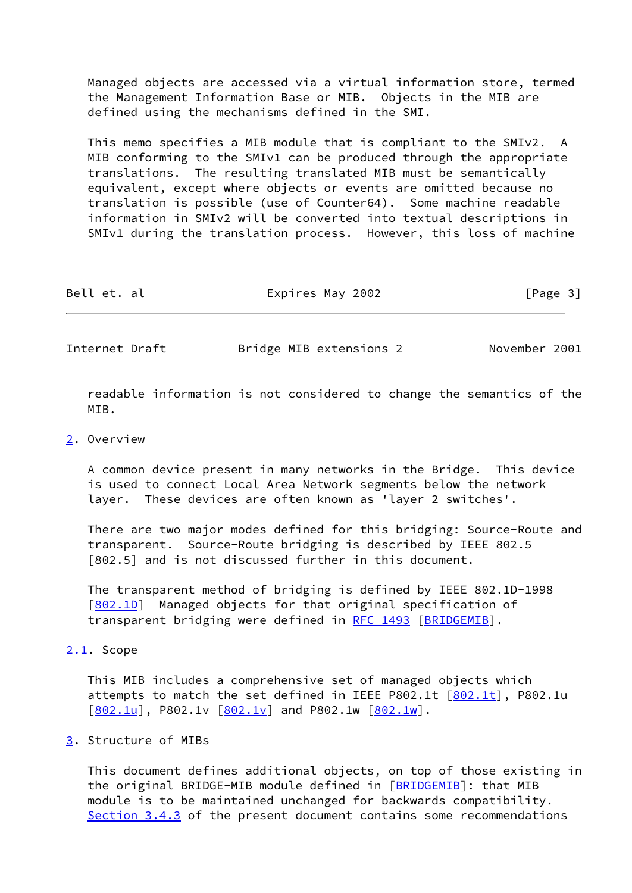Managed objects are accessed via a virtual information store, termed the Management Information Base or MIB. Objects in the MIB are defined using the mechanisms defined in the SMI.

This memo specifies a MIB module that is compliant to the SMIv2. A MIB conforming to the SMIv1 can be produced through the appropriate translations. The resulting translated MIB must be semantically equivalent, except where objects or events are omitted because no translation is possible (use of Counter64). Some machine readable information in SMIv2 will be converted into textual descriptions in SMIv1 during the translation process. However, this loss of machine readable information is not considered to change the semantics of the MIB.

## 2. Overview

A common device present in many networks in the Bridge. This device is used to connect Local Area Network segments below the network layer. These devices are often known as 'layer 2 switches'.

There are two major modes defined for this bridging: Source-Route and transparent. Source-Route bridging is described by IEEE 802.5 [802.5] and is not discussed further in this document.

The transparent method of bridging is defined by IEEE 802.1D-1998 [802.1D] Managed objects for that original specification of transparent bridging were defined in RFC 1493 [BRIDGEMIB].

### 2.1. Scope

This MIB includes a comprehensive set of managed objects which attempts to match the set defined in IEEE P802.1t [802.1t], P802.1u [802.1u], P802.1v [802.1v] and P802.1w [802.1w].

## 3. Structure of MIBs

This document defines additional objects, on top of those existing in the original BRIDGE-MIB module defined in [BRIDGEMIB]: that MIB module is to be maintained unchanged for backwards compatibility. Section 3.4.3 of the present document contains some recommendations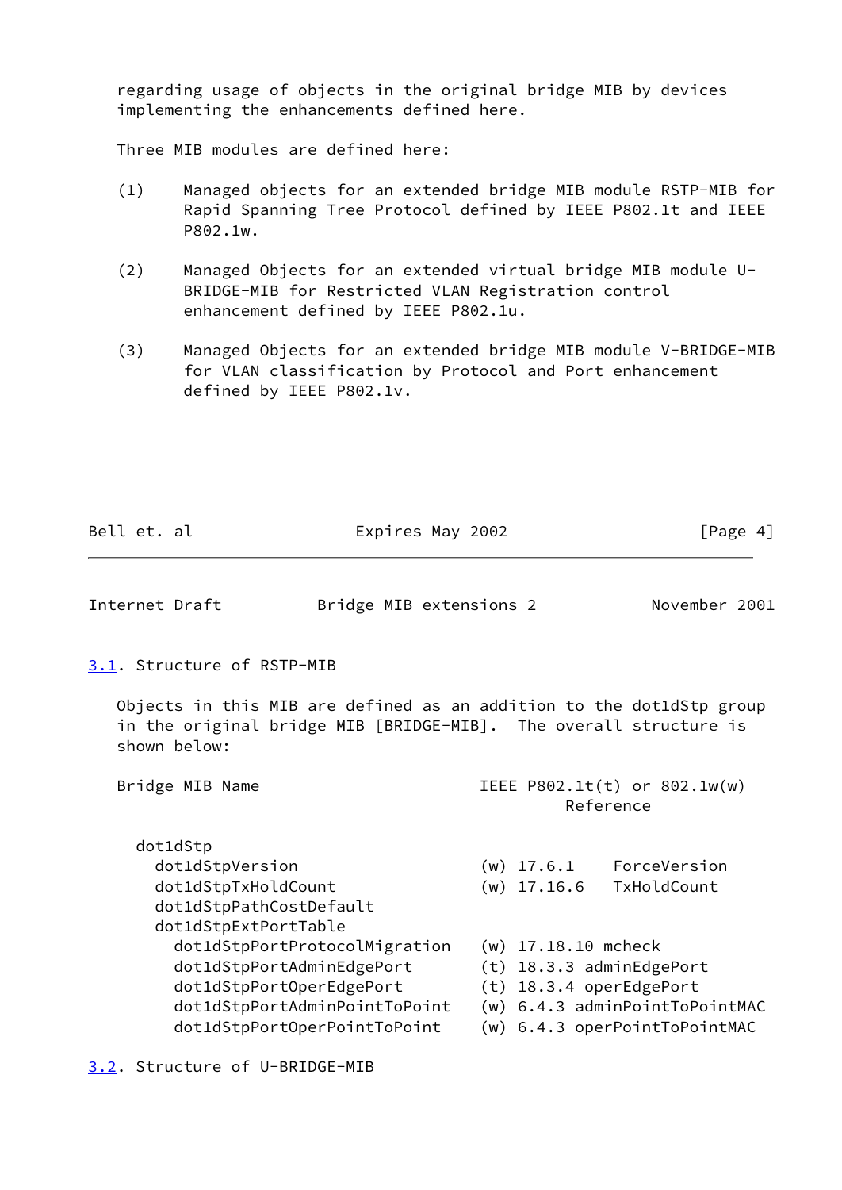regarding usage of objects in the original bridge MIB by devices implementing the enhancements defined here.

Three MIB modules are defined here:

(1) Managed objects for an extended bridge MIB module RSTP-MIB for Rapid Spanning Tree Protocol defined by IEEE P802.1t and IEEE P802.1w.

(2) Managed Objects for an extended virtual bridge MIB module U-BRIDGE-MIB for Restricted VLAN Registration control enhancement defined by IEEE P802.1u.

(3) Managed Objects for an extended bridge MIB module V-BRIDGE-MIB for VLAN classification by Protocol and Port enhancement defined by IEEE P802.1v.

## 3.1. Structure of RSTP-MIB

Objects in this MIB are defined as an addition to the dot1dStp group in the original bridge MIB [BRIDGE-MIB]. The overall structure is shown below:

```
Bridge MIB Name                      IEEE P802.1t(t) or 802.1w(w)
                                              Reference

  dot1dStp
    dot1dStpVersion                  (w) 17.6.1    ForceVersion
    dot1dStpTxHoldCount              (w) 17.16.6   TxHoldCount
    dot1dStpPathCostDefault
    dot1dStpExtPortTable
      dot1dStpPortProtocolMigration  (w) 17.18.10 mcheck
      dot1dStpPortAdminEdgePort      (t) 18.3.3 adminEdgePort
      dot1dStpPortOperEdgePort       (t) 18.3.4 operEdgePort
      dot1dStpPortAdminPointToPoint  (w) 6.4.3 adminPointToPointMAC
      dot1dStpPortOperPointToPoint   (w) 6.4.3 operPointToPointMAC
```

## 3.2. Structure of U-BRIDGE-MIB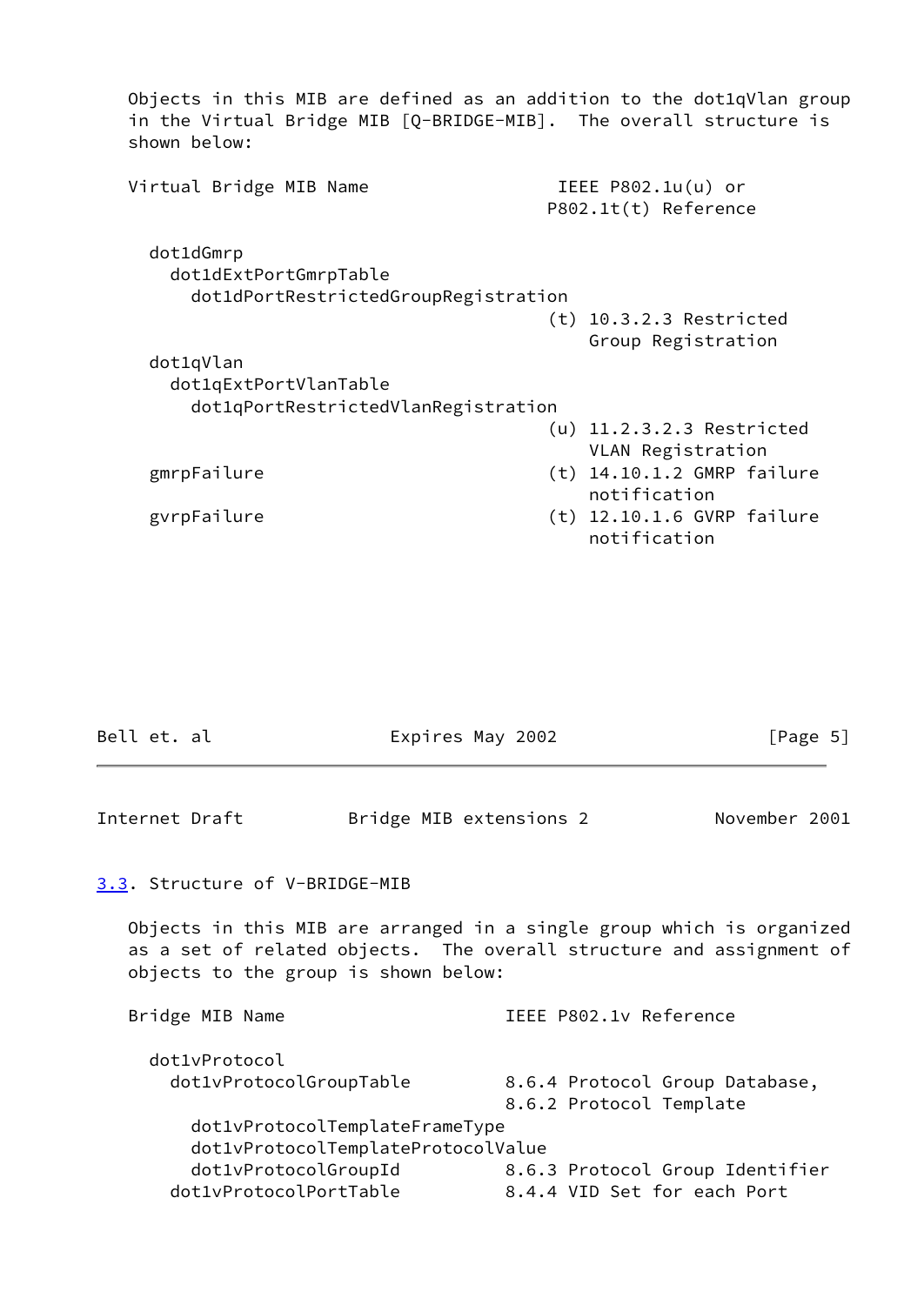Objects in this MIB are defined as an addition to the dot1qVlan group in the Virtual Bridge MIB [Q-BRIDGE-MIB]. The overall structure is shown below:

```
   Virtual Bridge MIB Name                  IEEE P802.1u(u) or
                                           P802.1t(t) Reference

     dot1dGmrp
       dot1dExtPortGmrpTable
         dot1dPortRestrictedGroupRegistration
                                           (t) 10.3.2.3 Restricted
                                               Group Registration
     dot1qVlan
       dot1qExtPortVlanTable
         dot1qPortRestrictedVlanRegistration
                                           (u) 11.2.3.2.3 Restricted
                                               VLAN Registration
     gmrpFailure                           (t) 14.10.1.2 GMRP failure
                                               notification
     gvrpFailure                           (t) 12.10.1.6 GVRP failure
                                               notification
```

### 3.3. Structure of V-BRIDGE-MIB

Objects in this MIB are arranged in a single group which is organized as a set of related objects. The overall structure and assignment of objects to the group is shown below:

```
   Bridge MIB Name                     IEEE P802.1v Reference

     dot1vProtocol
       dot1vProtocolGroupTable         8.6.4 Protocol Group Database,
                                       8.6.2 Protocol Template
         dot1vProtocolTemplateFrameType
         dot1vProtocolTemplateProtocolValue
         dot1vProtocolGroupId          8.6.3 Protocol Group Identifier
       dot1vProtocolPortTable          8.4.4 VID Set for each Port
```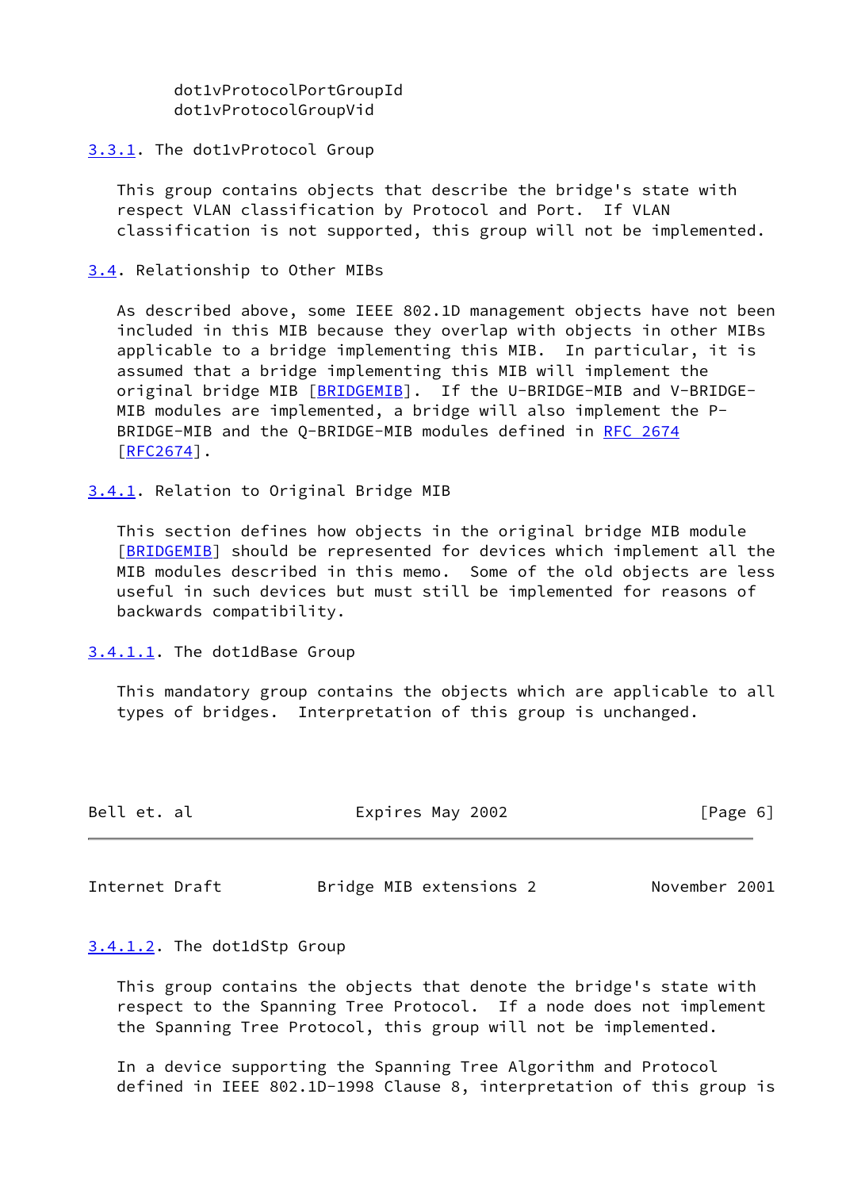dot1vProtocolPortGroupId
dot1vProtocolGroupVid

#### 3.3.1. The dot1vProtocol Group

This group contains objects that describe the bridge's state with respect VLAN classification by Protocol and Port. If VLAN classification is not supported, this group will not be implemented.

### 3.4. Relationship to Other MIBs

As described above, some IEEE 802.1D management objects have not been included in this MIB because they overlap with objects in other MIBs applicable to a bridge implementing this MIB. In particular, it is assumed that a bridge implementing this MIB will implement the original bridge MIB [BRIDGEMIB]. If the U-BRIDGE-MIB and V-BRIDGE-MIB modules are implemented, a bridge will also implement the P-BRIDGE-MIB and the Q-BRIDGE-MIB modules defined in RFC 2674 [RFC2674].

#### 3.4.1. Relation to Original Bridge MIB

This section defines how objects in the original bridge MIB module [BRIDGEMIB] should be represented for devices which implement all the MIB modules described in this memo. Some of the old objects are less useful in such devices but must still be implemented for reasons of backwards compatibility.

##### 3.4.1.1. The dot1dBase Group

This mandatory group contains the objects which are applicable to all types of bridges. Interpretation of this group is unchanged.

##### 3.4.1.2. The dot1dStp Group

This group contains the objects that denote the bridge's state with respect to the Spanning Tree Protocol. If a node does not implement the Spanning Tree Protocol, this group will not be implemented.

In a device supporting the Spanning Tree Algorithm and Protocol defined in IEEE 802.1D-1998 Clause 8, interpretation of this group is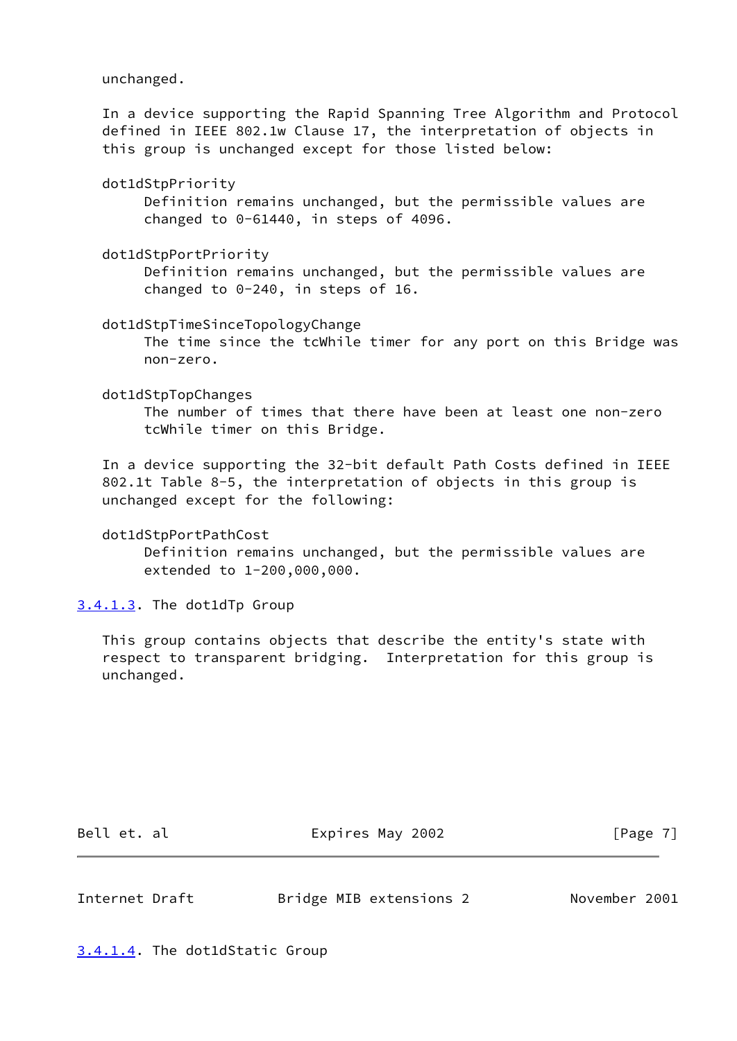unchanged.

In a device supporting the Rapid Spanning Tree Algorithm and Protocol defined in IEEE 802.1w Clause 17, the interpretation of objects in this group is unchanged except for those listed below:

dot1dStpPriority
: Definition remains unchanged, but the permissible values are changed to 0-61440, in steps of 4096.

dot1dStpPortPriority
: Definition remains unchanged, but the permissible values are changed to 0-240, in steps of 16.

dot1dStpTimeSinceTopologyChange
: The time since the tcWhile timer for any port on this Bridge was non-zero.

dot1dStpTopChanges
: The number of times that there have been at least one non-zero tcWhile timer on this Bridge.

In a device supporting the 32-bit default Path Costs defined in IEEE 802.1t Table 8-5, the interpretation of objects in this group is unchanged except for the following:

dot1dStpPortPathCost
: Definition remains unchanged, but the permissible values are extended to 1-200,000,000.

#### 3.4.1.3. The dot1dTp Group

This group contains objects that describe the entity's state with respect to transparent bridging. Interpretation for this group is unchanged.

#### 3.4.1.4. The dot1dStatic Group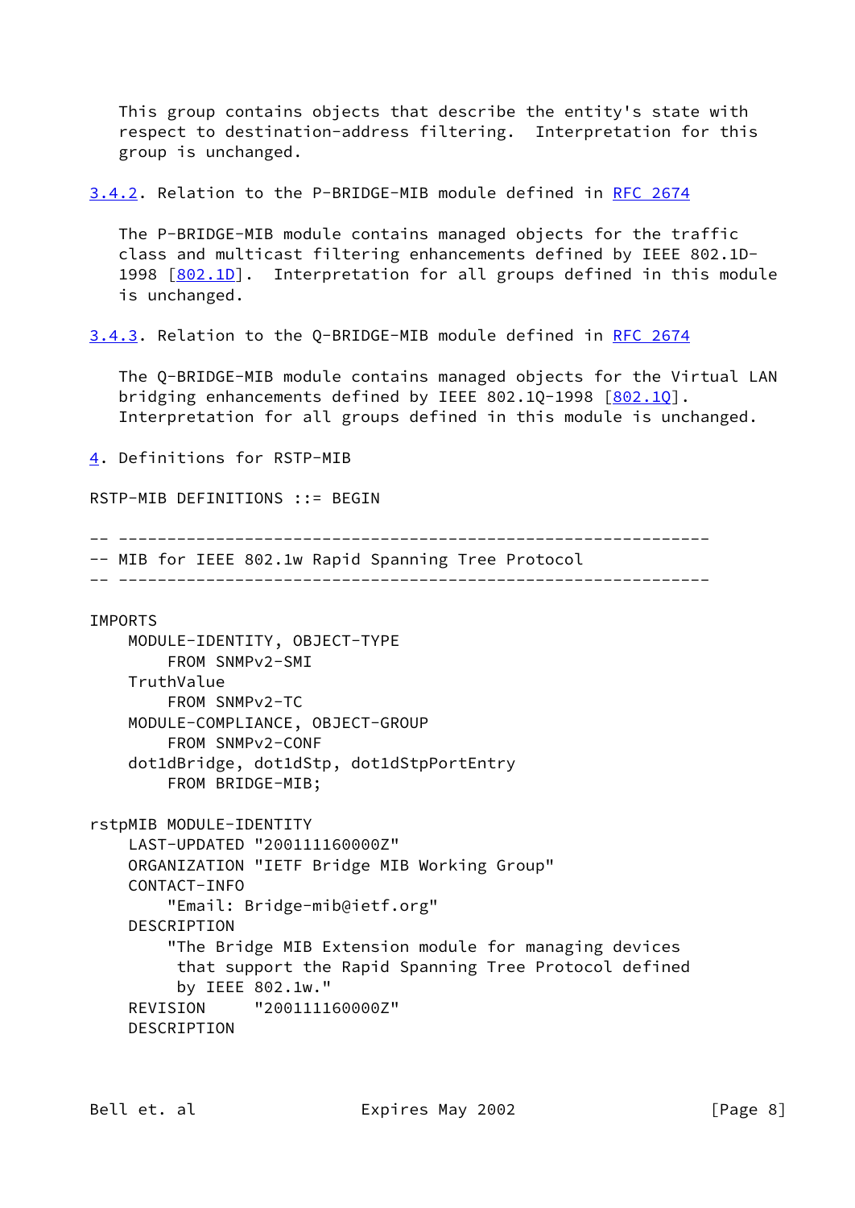This group contains objects that describe the entity's state with respect to destination-address filtering. Interpretation for this group is unchanged.

### 3.4.2. Relation to the P-BRIDGE-MIB module defined in RFC 2674

The P-BRIDGE-MIB module contains managed objects for the traffic class and multicast filtering enhancements defined by IEEE 802.1D-1998 [802.1D]. Interpretation for all groups defined in this module is unchanged.

### 3.4.3. Relation to the Q-BRIDGE-MIB module defined in RFC 2674

The Q-BRIDGE-MIB module contains managed objects for the Virtual LAN bridging enhancements defined by IEEE 802.1Q-1998 [802.1Q]. Interpretation for all groups defined in this module is unchanged.

## 4. Definitions for RSTP-MIB

```
RSTP-MIB DEFINITIONS ::= BEGIN

-- -------------------------------------------------------------
-- MIB for IEEE 802.1w Rapid Spanning Tree Protocol
-- -------------------------------------------------------------

IMPORTS
    MODULE-IDENTITY, OBJECT-TYPE
        FROM SNMPv2-SMI
    TruthValue
        FROM SNMPv2-TC
    MODULE-COMPLIANCE, OBJECT-GROUP
        FROM SNMPv2-CONF
    dot1dBridge, dot1dStp, dot1dStpPortEntry
        FROM BRIDGE-MIB;

rstpMIB MODULE-IDENTITY
    LAST-UPDATED "200111160000Z"
    ORGANIZATION "IETF Bridge MIB Working Group"
    CONTACT-INFO
        "Email: Bridge-mib@ietf.org"
    DESCRIPTION
        "The Bridge MIB Extension module for managing devices
         that support the Rapid Spanning Tree Protocol defined
         by IEEE 802.1w."
    REVISION     "200111160000Z"
    DESCRIPTION
```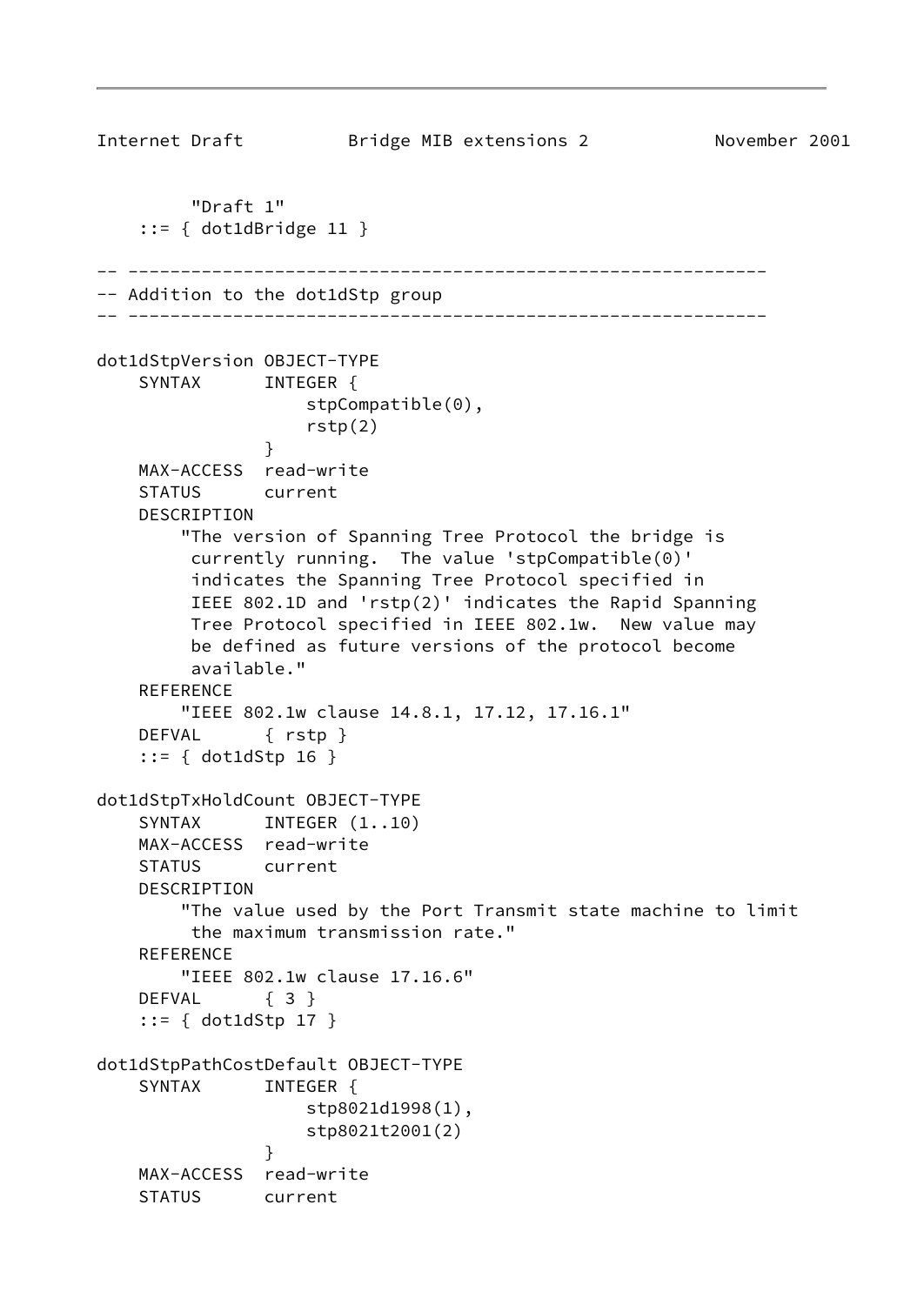```
         "Draft 1"
    ::= { dot1dBridge 11 }

-- -------------------------------------------------------------
-- Addition to the dot1dStp group
-- -------------------------------------------------------------

dot1dStpVersion OBJECT-TYPE
    SYNTAX      INTEGER {
                    stpCompatible(0),
                    rstp(2)
                }
    MAX-ACCESS  read-write
    STATUS      current
    DESCRIPTION
        "The version of Spanning Tree Protocol the bridge is
         currently running.  The value 'stpCompatible(0)'
         indicates the Spanning Tree Protocol specified in
         IEEE 802.1D and 'rstp(2)' indicates the Rapid Spanning
         Tree Protocol specified in IEEE 802.1w.  New value may
         be defined as future versions of the protocol become
         available."
    REFERENCE
        "IEEE 802.1w clause 14.8.1, 17.12, 17.16.1"
    DEFVAL      { rstp }
    ::= { dot1dStp 16 }

dot1dStpTxHoldCount OBJECT-TYPE
    SYNTAX      INTEGER (1..10)
    MAX-ACCESS  read-write
    STATUS      current
    DESCRIPTION
        "The value used by the Port Transmit state machine to limit
         the maximum transmission rate."
    REFERENCE
        "IEEE 802.1w clause 17.16.6"
    DEFVAL      { 3 }
    ::= { dot1dStp 17 }

dot1dStpPathCostDefault OBJECT-TYPE
    SYNTAX      INTEGER {
                    stp8021d1998(1),
                    stp8021t2001(2)
                }
    MAX-ACCESS  read-write
    STATUS      current
```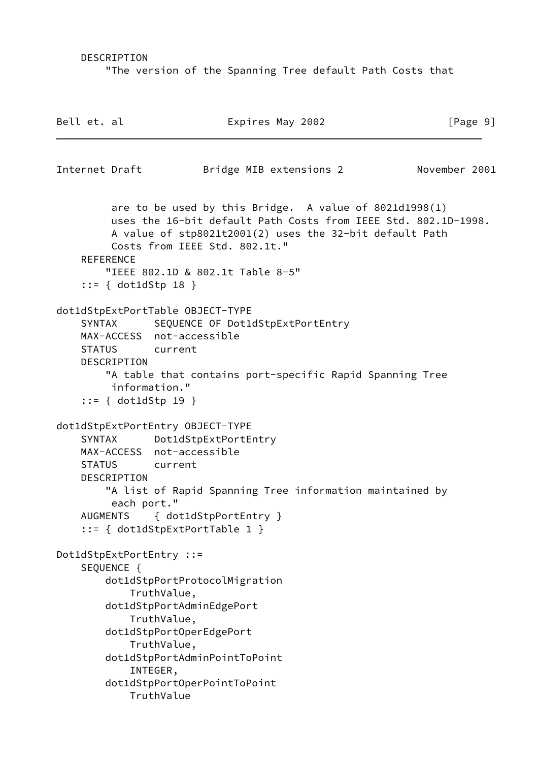```
    DESCRIPTION
        "The version of the Spanning Tree default Path Costs that
         are to be used by this Bridge.  A value of 8021d1998(1)
         uses the 16-bit default Path Costs from IEEE Std. 802.1D-1998.
         A value of stp8021t2001(2) uses the 32-bit default Path
         Costs from IEEE Std. 802.1t."
    REFERENCE
        "IEEE 802.1D & 802.1t Table 8-5"
    ::= { dot1dStp 18 }

dot1dStpExtPortTable OBJECT-TYPE
    SYNTAX      SEQUENCE OF Dot1dStpExtPortEntry
    MAX-ACCESS  not-accessible
    STATUS      current
    DESCRIPTION
        "A table that contains port-specific Rapid Spanning Tree
         information."
    ::= { dot1dStp 19 }

dot1dStpExtPortEntry OBJECT-TYPE
    SYNTAX      Dot1dStpExtPortEntry
    MAX-ACCESS  not-accessible
    STATUS      current
    DESCRIPTION
        "A list of Rapid Spanning Tree information maintained by
         each port."
    AUGMENTS    { dot1dStpPortEntry }
    ::= { dot1dStpExtPortTable 1 }

Dot1dStpExtPortEntry ::=
    SEQUENCE {
        dot1dStpPortProtocolMigration
            TruthValue,
        dot1dStpPortAdminEdgePort
            TruthValue,
        dot1dStpPortOperEdgePort
            TruthValue,
        dot1dStpPortAdminPointToPoint
            INTEGER,
        dot1dStpPortOperPointToPoint
            TruthValue
```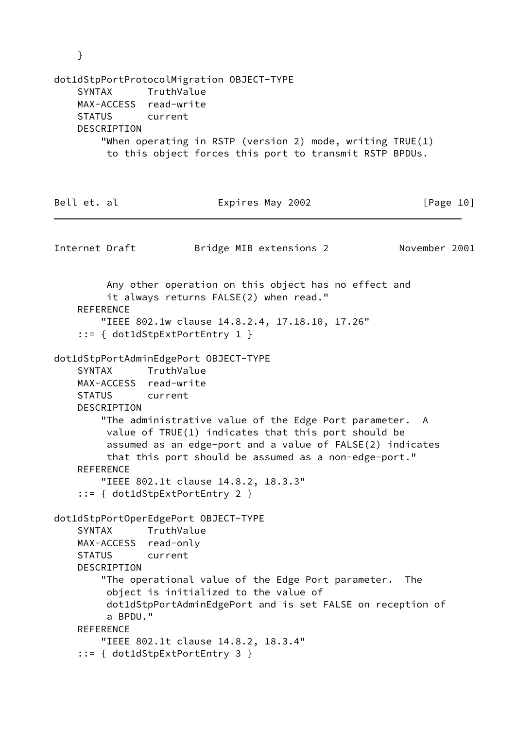```
    }

dot1dStpPortProtocolMigration OBJECT-TYPE
    SYNTAX      TruthValue
    MAX-ACCESS  read-write
    STATUS      current
    DESCRIPTION
        "When operating in RSTP (version 2) mode, writing TRUE(1)
         to this object forces this port to transmit RSTP BPDUs.
         Any other operation on this object has no effect and
         it always returns FALSE(2) when read."
    REFERENCE
        "IEEE 802.1w clause 14.8.2.4, 17.18.10, 17.26"
    ::= { dot1dStpExtPortEntry 1 }

dot1dStpPortAdminEdgePort OBJECT-TYPE
    SYNTAX      TruthValue
    MAX-ACCESS  read-write
    STATUS      current
    DESCRIPTION
        "The administrative value of the Edge Port parameter.  A
         value of TRUE(1) indicates that this port should be
         assumed as an edge-port and a value of FALSE(2) indicates
         that this port should be assumed as a non-edge-port."
    REFERENCE
        "IEEE 802.1t clause 14.8.2, 18.3.3"
    ::= { dot1dStpExtPortEntry 2 }

dot1dStpPortOperEdgePort OBJECT-TYPE
    SYNTAX      TruthValue
    MAX-ACCESS  read-only
    STATUS      current
    DESCRIPTION
        "The operational value of the Edge Port parameter.  The
         object is initialized to the value of
         dot1dStpPortAdminEdgePort and is set FALSE on reception of
         a BPDU."
    REFERENCE
        "IEEE 802.1t clause 14.8.2, 18.3.4"
    ::= { dot1dStpExtPortEntry 3 }
```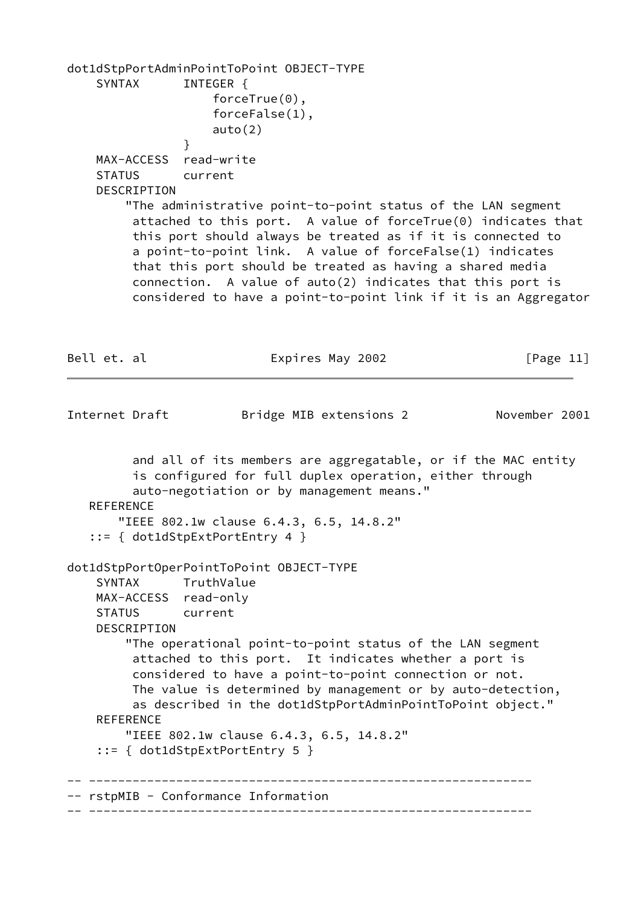```
dot1dStpPortAdminPointToPoint OBJECT-TYPE
    SYNTAX      INTEGER {
                    forceTrue(0),
                    forceFalse(1),
                    auto(2)
                }
    MAX-ACCESS  read-write
    STATUS      current
    DESCRIPTION
        "The administrative point-to-point status of the LAN segment
         attached to this port.  A value of forceTrue(0) indicates that
         this port should always be treated as if it is connected to
         a point-to-point link.  A value of forceFalse(1) indicates
         that this port should be treated as having a shared media
         connection.  A value of auto(2) indicates that this port is
         considered to have a point-to-point link if it is an Aggregator
         and all of its members are aggregatable, or if the MAC entity
         is configured for full duplex operation, either through
         auto-negotiation or by management means."
   REFERENCE
       "IEEE 802.1w clause 6.4.3, 6.5, 14.8.2"
   ::= { dot1dStpExtPortEntry 4 }

dot1dStpPortOperPointToPoint OBJECT-TYPE
    SYNTAX      TruthValue
    MAX-ACCESS  read-only
    STATUS      current
    DESCRIPTION
        "The operational point-to-point status of the LAN segment
         attached to this port.  It indicates whether a port is
         considered to have a point-to-point connection or not.
         The value is determined by management or by auto-detection,
         as described in the dot1dStpPortAdminPointToPoint object."
    REFERENCE
        "IEEE 802.1w clause 6.4.3, 6.5, 14.8.2"
    ::= { dot1dStpExtPortEntry 5 }

-- ---------------------------------------------------------------
-- rstpMIB - Conformance Information
-- ---------------------------------------------------------------
```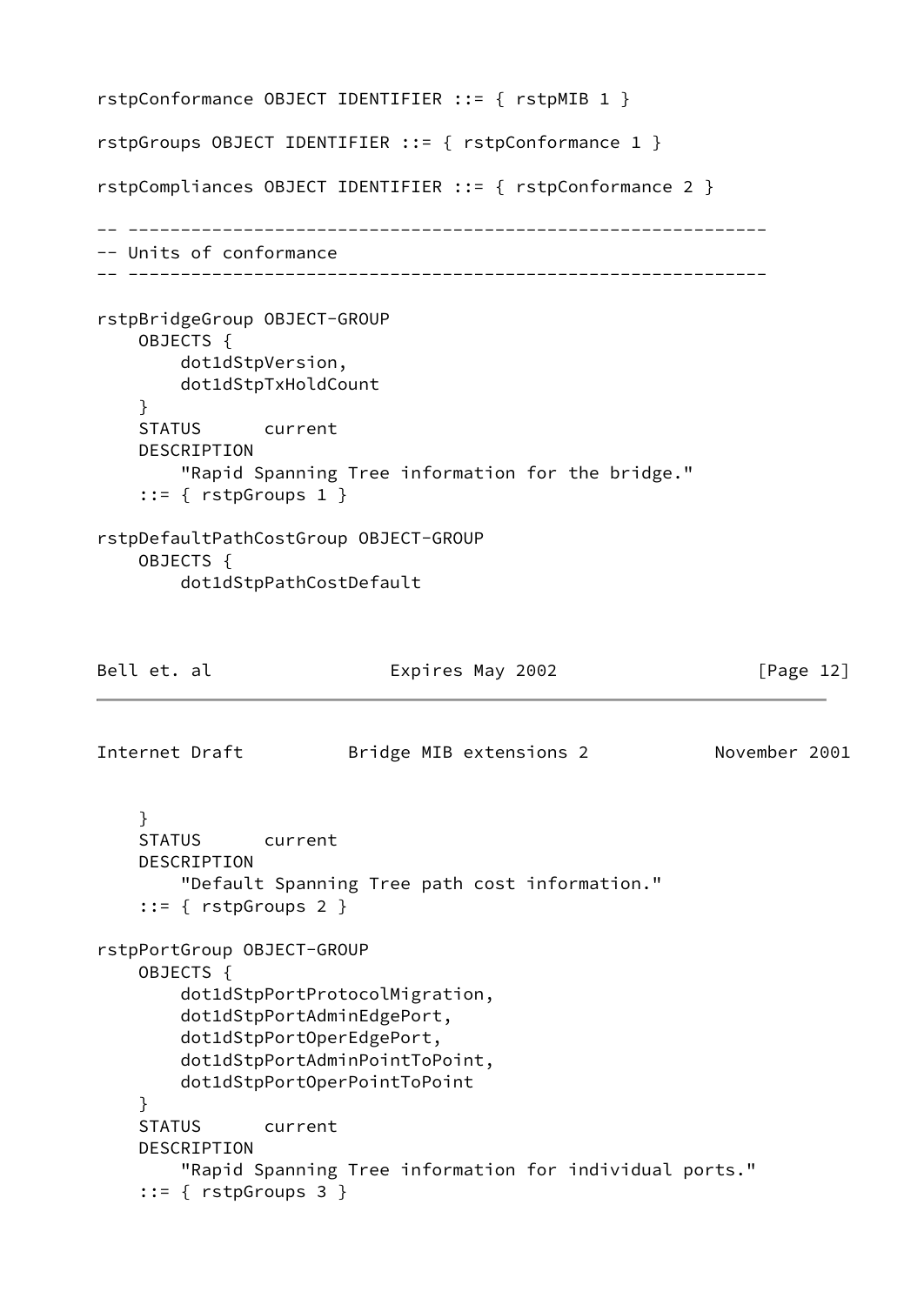```
rstpConformance OBJECT IDENTIFIER ::= { rstpMIB 1 }

rstpGroups OBJECT IDENTIFIER ::= { rstpConformance 1 }

rstpCompliances OBJECT IDENTIFIER ::= { rstpConformance 2 }

-- ---------------------------------------------------------------
-- Units of conformance
-- ---------------------------------------------------------------

rstpBridgeGroup OBJECT-GROUP
    OBJECTS {
        dot1dStpVersion,
        dot1dStpTxHoldCount
    }
    STATUS      current
    DESCRIPTION
        "Rapid Spanning Tree information for the bridge."
    ::= { rstpGroups 1 }

rstpDefaultPathCostGroup OBJECT-GROUP
    OBJECTS {
        dot1dStpPathCostDefault
    }
    STATUS      current
    DESCRIPTION
        "Default Spanning Tree path cost information."
    ::= { rstpGroups 2 }

rstpPortGroup OBJECT-GROUP
    OBJECTS {
        dot1dStpPortProtocolMigration,
        dot1dStpPortAdminEdgePort,
        dot1dStpPortOperEdgePort,
        dot1dStpPortAdminPointToPoint,
        dot1dStpPortOperPointToPoint
    }
    STATUS      current
    DESCRIPTION
        "Rapid Spanning Tree information for individual ports."
    ::= { rstpGroups 3 }
```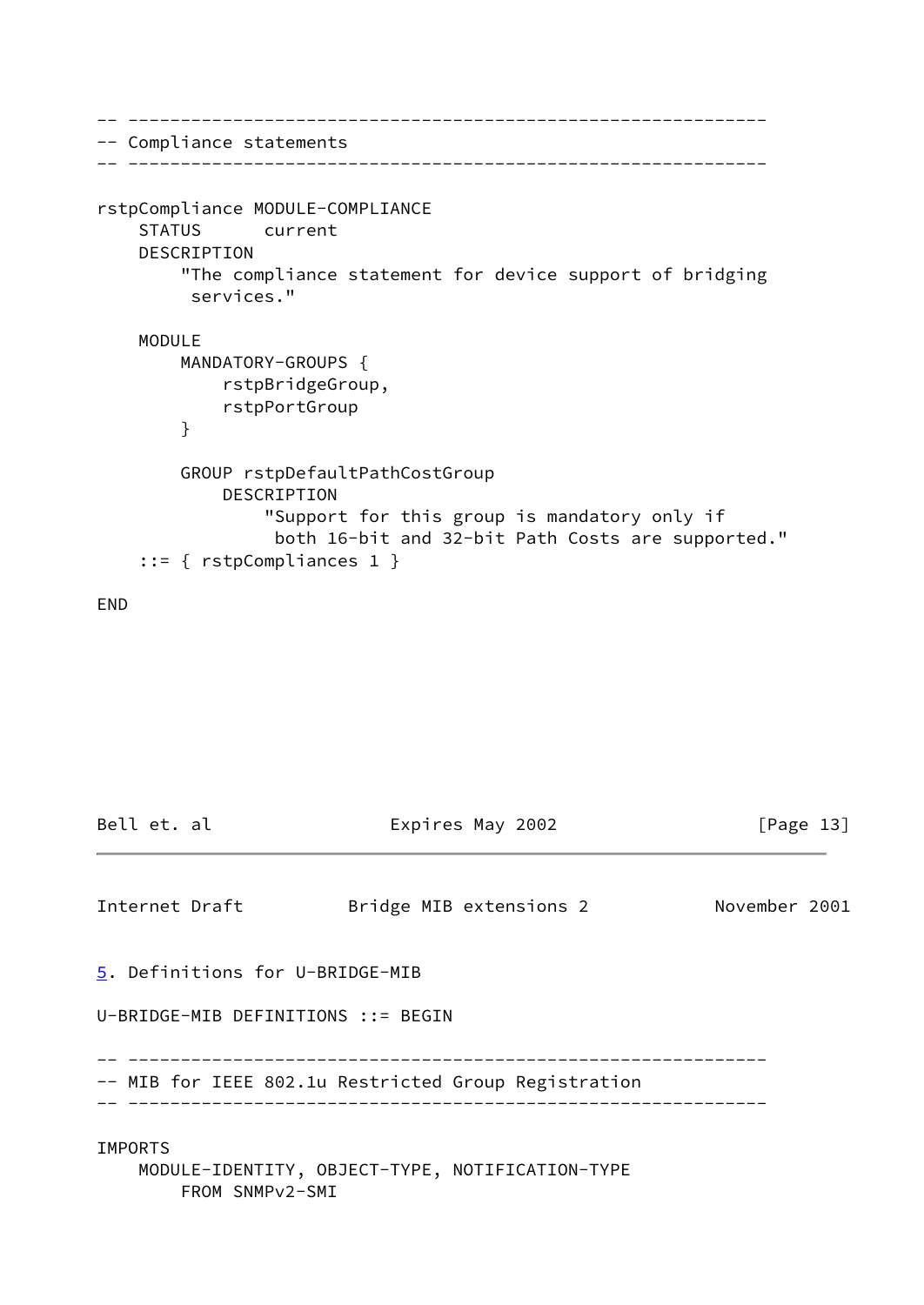```
-- -------------------------------------------------------------
-- Compliance statements
-- -------------------------------------------------------------

rstpCompliance MODULE-COMPLIANCE
    STATUS      current
    DESCRIPTION
        "The compliance statement for device support of bridging
         services."

    MODULE
        MANDATORY-GROUPS {
            rstpBridgeGroup,
            rstpPortGroup
        }

        GROUP rstpDefaultPathCostGroup
            DESCRIPTION
                "Support for this group is mandatory only if
                 both 16-bit and 32-bit Path Costs are supported."
    ::= { rstpCompliances 1 }

END
```

## 5. Definitions for U-BRIDGE-MIB

```
U-BRIDGE-MIB DEFINITIONS ::= BEGIN

-- -------------------------------------------------------------
-- MIB for IEEE 802.1u Restricted Group Registration
-- -------------------------------------------------------------

IMPORTS
    MODULE-IDENTITY, OBJECT-TYPE, NOTIFICATION-TYPE
        FROM SNMPv2-SMI
```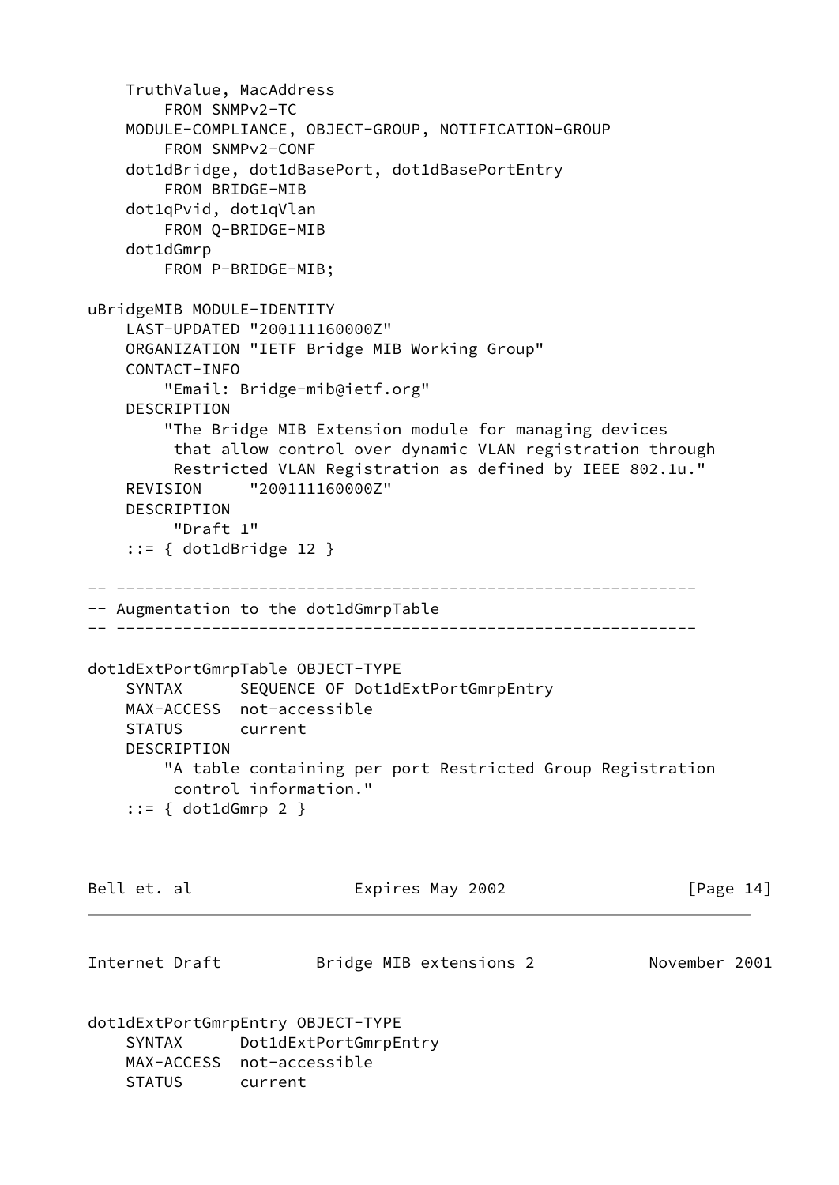```
    TruthValue, MacAddress
        FROM SNMPv2-TC
    MODULE-COMPLIANCE, OBJECT-GROUP, NOTIFICATION-GROUP
        FROM SNMPv2-CONF
    dot1dBridge, dot1dBasePort, dot1dBasePortEntry
        FROM BRIDGE-MIB
    dot1qPvid, dot1qVlan
        FROM Q-BRIDGE-MIB
    dot1dGmrp
        FROM P-BRIDGE-MIB;

uBridgeMIB MODULE-IDENTITY
    LAST-UPDATED "200111160000Z"
    ORGANIZATION "IETF Bridge MIB Working Group"
    CONTACT-INFO
        "Email: Bridge-mib@ietf.org"
    DESCRIPTION
        "The Bridge MIB Extension module for managing devices
         that allow control over dynamic VLAN registration through
         Restricted VLAN Registration as defined by IEEE 802.1u."
    REVISION     "200111160000Z"
    DESCRIPTION
         "Draft 1"
    ::= { dot1dBridge 12 }

-- -------------------------------------------------------------
-- Augmentation to the dot1dGmrpTable
-- -------------------------------------------------------------

dot1dExtPortGmrpTable OBJECT-TYPE
    SYNTAX      SEQUENCE OF Dot1dExtPortGmrpEntry
    MAX-ACCESS  not-accessible
    STATUS      current
    DESCRIPTION
        "A table containing per port Restricted Group Registration
         control information."
    ::= { dot1dGmrp 2 }

dot1dExtPortGmrpEntry OBJECT-TYPE
    SYNTAX      Dot1dExtPortGmrpEntry
    MAX-ACCESS  not-accessible
    STATUS      current
```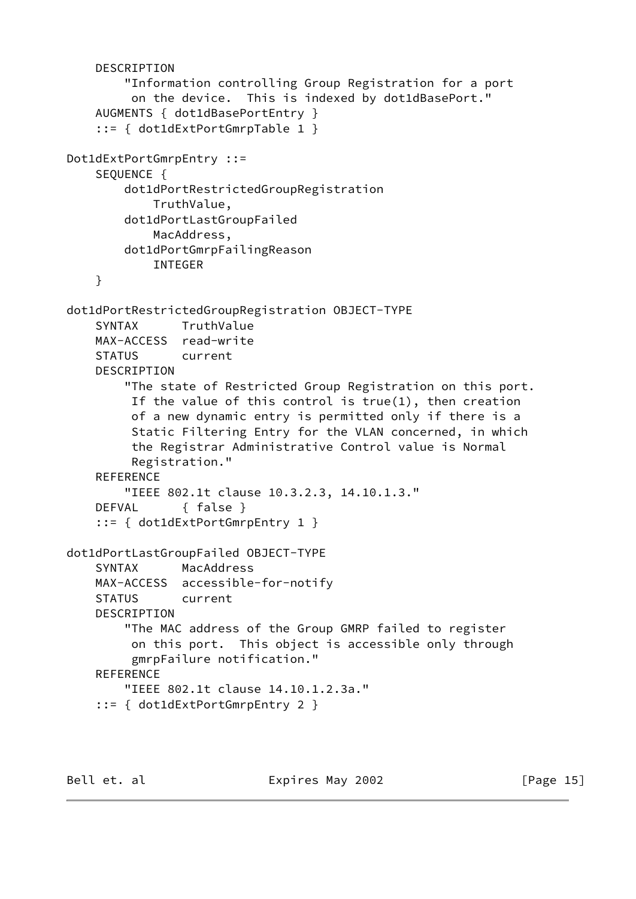```
    DESCRIPTION
        "Information controlling Group Registration for a port
         on the device.  This is indexed by dot1dBasePort."
    AUGMENTS { dot1dBasePortEntry }
    ::= { dot1dExtPortGmrpTable 1 }

Dot1dExtPortGmrpEntry ::=
    SEQUENCE {
        dot1dPortRestrictedGroupRegistration
            TruthValue,
        dot1dPortLastGroupFailed
            MacAddress,
        dot1dPortGmrpFailingReason
            INTEGER
    }

dot1dPortRestrictedGroupRegistration OBJECT-TYPE
    SYNTAX      TruthValue
    MAX-ACCESS  read-write
    STATUS      current
    DESCRIPTION
        "The state of Restricted Group Registration on this port.
         If the value of this control is true(1), then creation
         of a new dynamic entry is permitted only if there is a
         Static Filtering Entry for the VLAN concerned, in which
         the Registrar Administrative Control value is Normal
         Registration."
    REFERENCE
        "IEEE 802.1t clause 10.3.2.3, 14.10.1.3."
    DEFVAL      { false }
    ::= { dot1dExtPortGmrpEntry 1 }

dot1dPortLastGroupFailed OBJECT-TYPE
    SYNTAX      MacAddress
    MAX-ACCESS  accessible-for-notify
    STATUS      current
    DESCRIPTION
        "The MAC address of the Group GMRP failed to register
         on this port.  This object is accessible only through
         gmrpFailure notification."
    REFERENCE
        "IEEE 802.1t clause 14.10.1.2.3a."
    ::= { dot1dExtPortGmrpEntry 2 }
```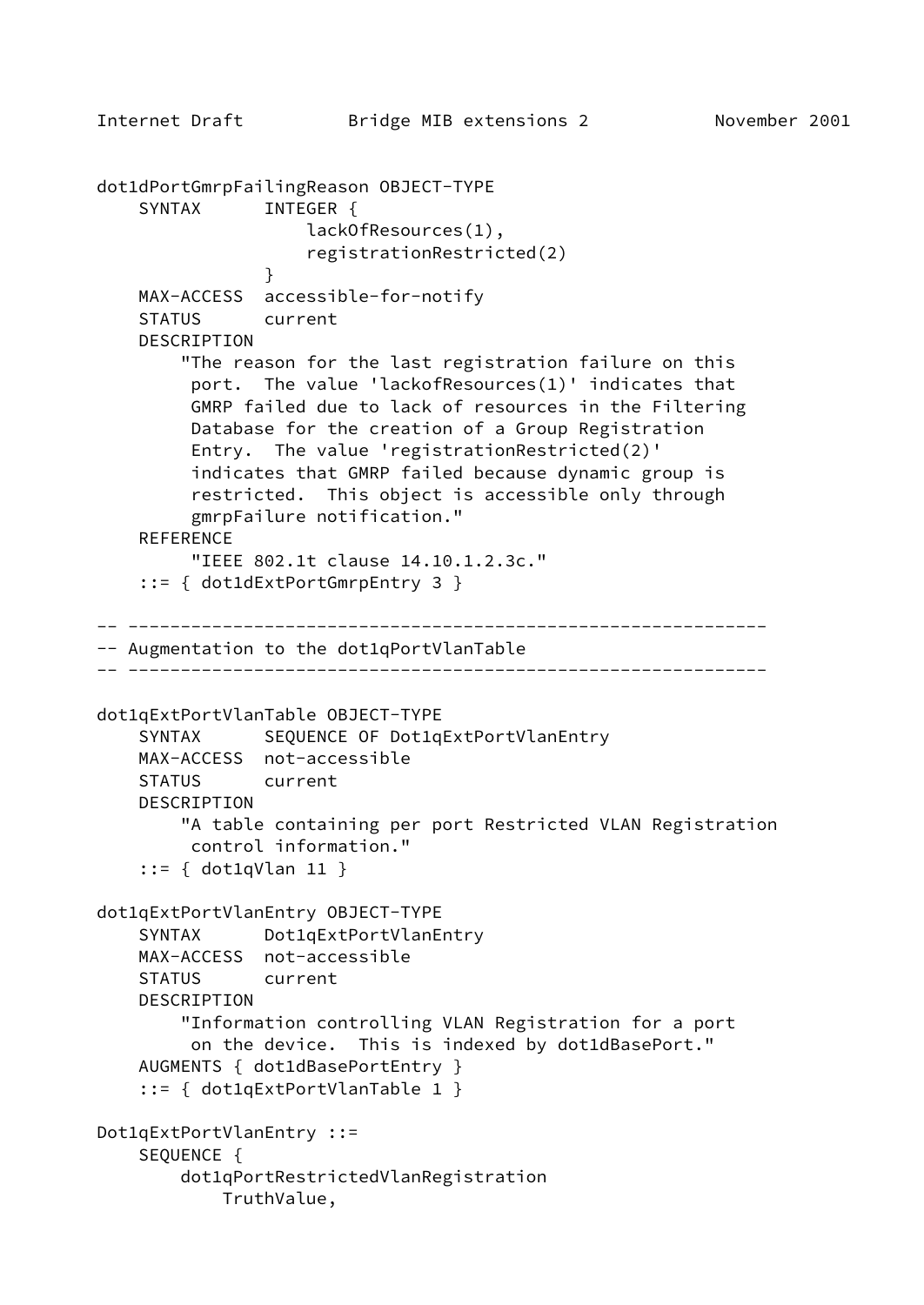```
dot1dPortGmrpFailingReason OBJECT-TYPE
    SYNTAX      INTEGER {
                    lackOfResources(1),
                    registrationRestricted(2)
                }
    MAX-ACCESS  accessible-for-notify
    STATUS      current
    DESCRIPTION
        "The reason for the last registration failure on this
         port.  The value 'lackofResources(1)' indicates that
         GMRP failed due to lack of resources in the Filtering
         Database for the creation of a Group Registration
         Entry.  The value 'registrationRestricted(2)'
         indicates that GMRP failed because dynamic group is
         restricted.  This object is accessible only through
         gmrpFailure notification."
    REFERENCE
         "IEEE 802.1t clause 14.10.1.2.3c."
    ::= { dot1dExtPortGmrpEntry 3 }

-- -------------------------------------------------------------
-- Augmentation to the dot1qPortVlanTable
-- -------------------------------------------------------------

dot1qExtPortVlanTable OBJECT-TYPE
    SYNTAX      SEQUENCE OF Dot1qExtPortVlanEntry
    MAX-ACCESS  not-accessible
    STATUS      current
    DESCRIPTION
        "A table containing per port Restricted VLAN Registration
         control information."
    ::= { dot1qVlan 11 }

dot1qExtPortVlanEntry OBJECT-TYPE
    SYNTAX      Dot1qExtPortVlanEntry
    MAX-ACCESS  not-accessible
    STATUS      current
    DESCRIPTION
        "Information controlling VLAN Registration for a port
         on the device.  This is indexed by dot1dBasePort."
    AUGMENTS { dot1dBasePortEntry }
    ::= { dot1qExtPortVlanTable 1 }

Dot1qExtPortVlanEntry ::=
    SEQUENCE {
        dot1qPortRestrictedVlanRegistration
            TruthValue,
```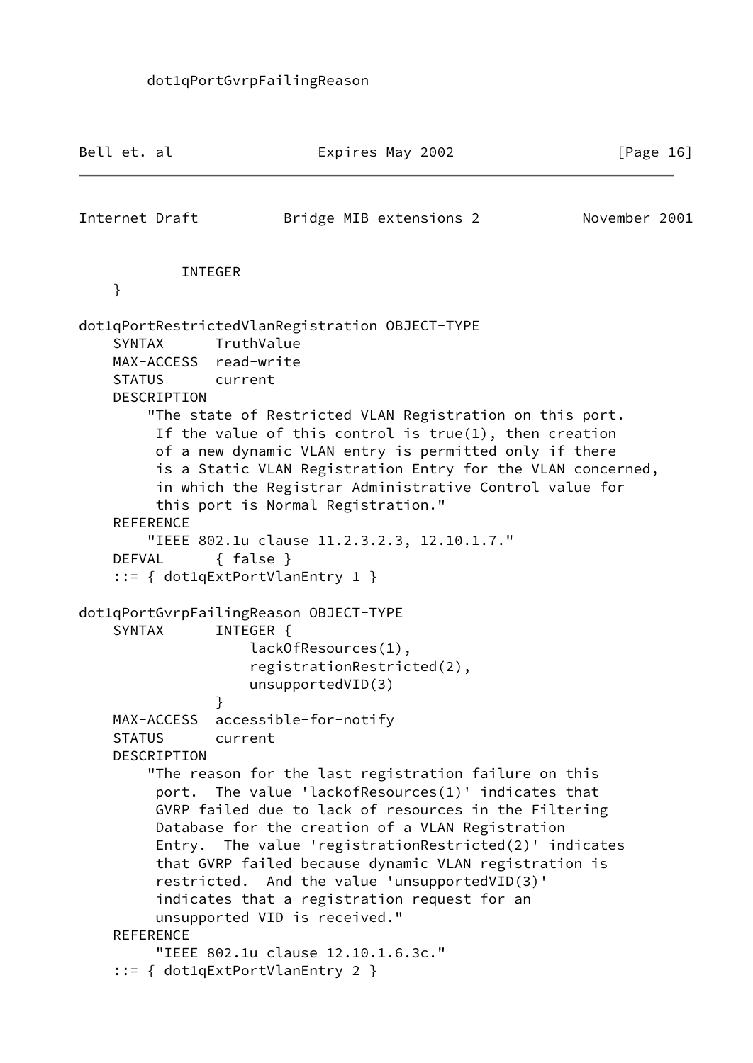```
        dot1qPortGvrpFailingReason
```

```
            INTEGER
    }

dot1qPortRestrictedVlanRegistration OBJECT-TYPE
    SYNTAX      TruthValue
    MAX-ACCESS  read-write
    STATUS      current
    DESCRIPTION
        "The state of Restricted VLAN Registration on this port.
         If the value of this control is true(1), then creation
         of a new dynamic VLAN entry is permitted only if there
         is a Static VLAN Registration Entry for the VLAN concerned,
         in which the Registrar Administrative Control value for
         this port is Normal Registration."
    REFERENCE
        "IEEE 802.1u clause 11.2.3.2.3, 12.10.1.7."
    DEFVAL      { false }
    ::= { dot1qExtPortVlanEntry 1 }

dot1qPortGvrpFailingReason OBJECT-TYPE
    SYNTAX      INTEGER {
                    lackOfResources(1),
                    registrationRestricted(2),
                    unsupportedVID(3)
                }
    MAX-ACCESS  accessible-for-notify
    STATUS      current
    DESCRIPTION
        "The reason for the last registration failure on this
         port.  The value 'lackofResources(1)' indicates that
         GVRP failed due to lack of resources in the Filtering
         Database for the creation of a VLAN Registration
         Entry.  The value 'registrationRestricted(2)' indicates
         that GVRP failed because dynamic VLAN registration is
         restricted.  And the value 'unsupportedVID(3)'
         indicates that a registration request for an
         unsupported VID is received."
    REFERENCE
         "IEEE 802.1u clause 12.10.1.6.3c."
    ::= { dot1qExtPortVlanEntry 2 }
```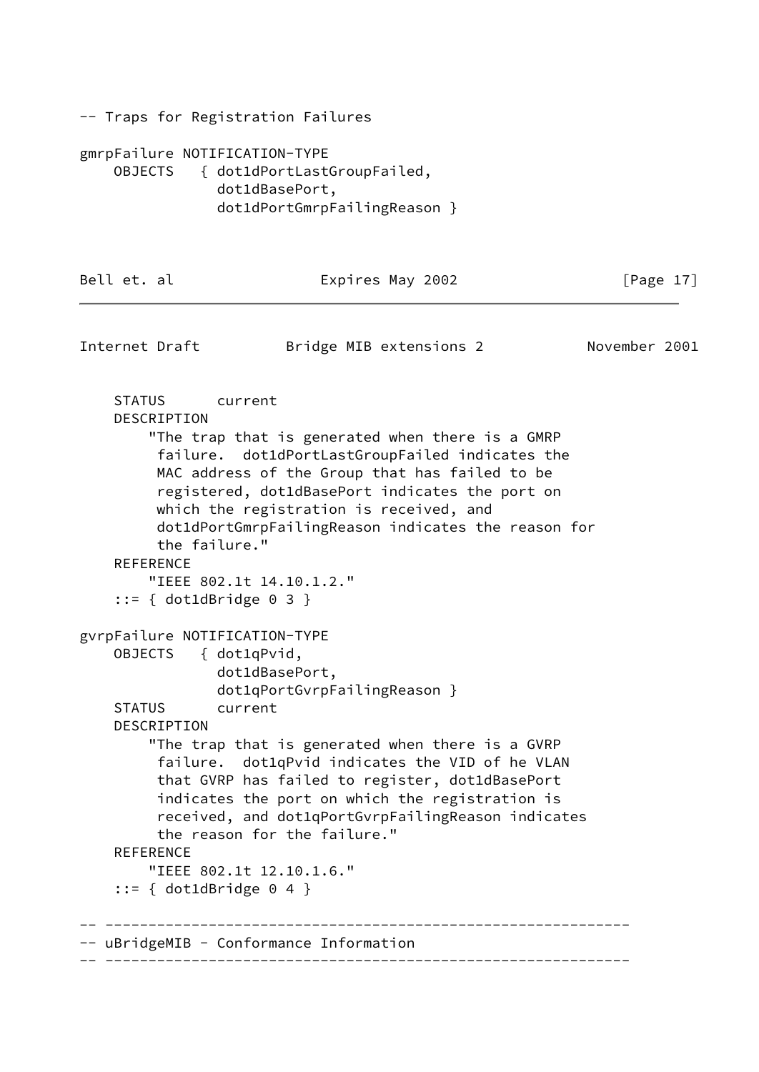```
-- Traps for Registration Failures

gmrpFailure NOTIFICATION-TYPE
    OBJECTS   { dot1dPortLastGroupFailed,
                dot1dBasePort,
                dot1dPortGmrpFailingReason }
    STATUS      current
    DESCRIPTION
        "The trap that is generated when there is a GMRP
         failure.  dot1dPortLastGroupFailed indicates the
         MAC address of the Group that has failed to be
         registered, dot1dBasePort indicates the port on
         which the registration is received, and
         dot1dPortGmrpFailingReason indicates the reason for
         the failure."
    REFERENCE
        "IEEE 802.1t 14.10.1.2."
    ::= { dot1dBridge 0 3 }

gvrpFailure NOTIFICATION-TYPE
    OBJECTS   { dot1qPvid,
                dot1dBasePort,
                dot1qPortGvrpFailingReason }
    STATUS      current
    DESCRIPTION
        "The trap that is generated when there is a GVRP
         failure.  dot1qPvid indicates the VID of he VLAN
         that GVRP has failed to register, dot1dBasePort
         indicates the port on which the registration is
         received, and dot1qPortGvrpFailingReason indicates
         the reason for the failure."
    REFERENCE
        "IEEE 802.1t 12.10.1.6."
    ::= { dot1dBridge 0 4 }

-- -------------------------------------------------------------
-- uBridgeMIB - Conformance Information
-- -------------------------------------------------------------
```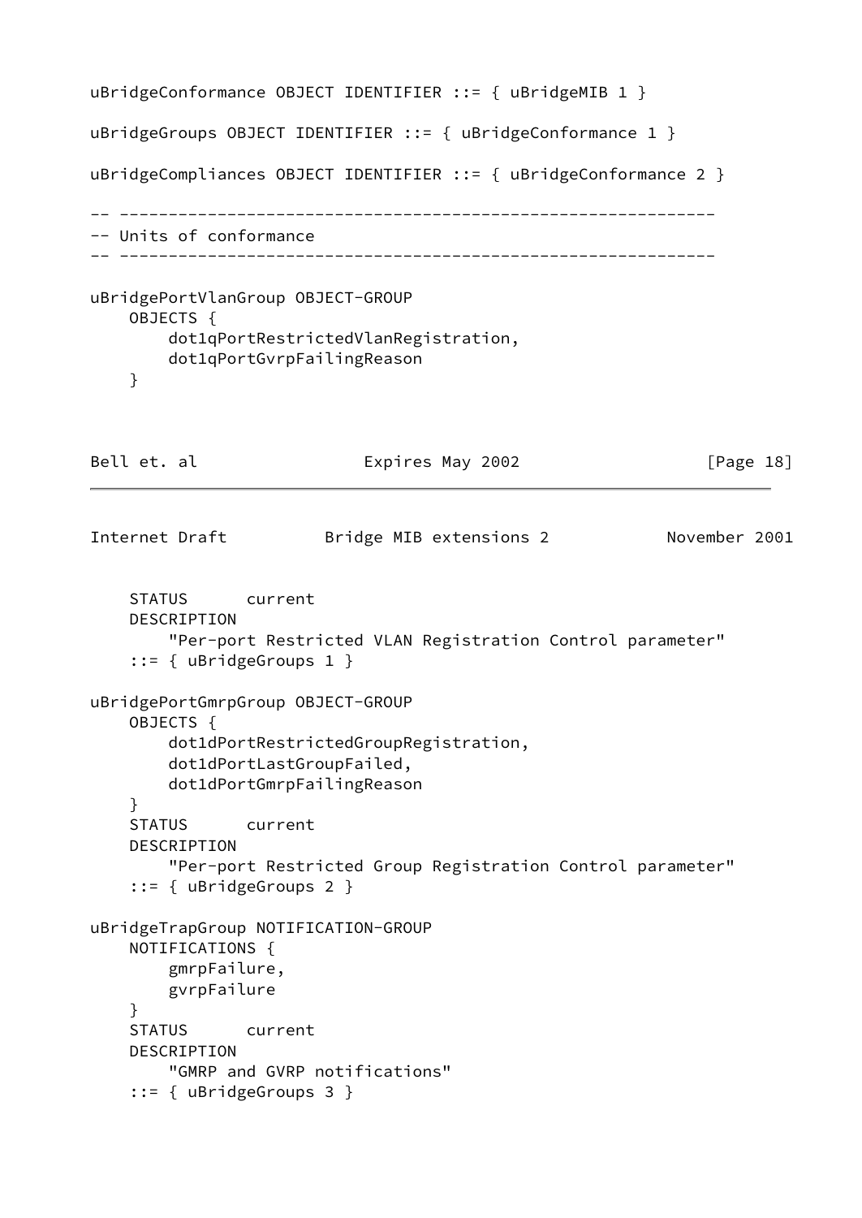```
uBridgeConformance OBJECT IDENTIFIER ::= { uBridgeMIB 1 }

uBridgeGroups OBJECT IDENTIFIER ::= { uBridgeConformance 1 }

uBridgeCompliances OBJECT IDENTIFIER ::= { uBridgeConformance 2 }

-- -------------------------------------------------------------
-- Units of conformance
-- -------------------------------------------------------------

uBridgePortVlanGroup OBJECT-GROUP
    OBJECTS {
        dot1qPortRestrictedVlanRegistration,
        dot1qPortGvrpFailingReason
    }
    STATUS      current
    DESCRIPTION
        "Per-port Restricted VLAN Registration Control parameter"
    ::= { uBridgeGroups 1 }

uBridgePortGmrpGroup OBJECT-GROUP
    OBJECTS {
        dot1dPortRestrictedGroupRegistration,
        dot1dPortLastGroupFailed,
        dot1dPortGmrpFailingReason
    }
    STATUS      current
    DESCRIPTION
        "Per-port Restricted Group Registration Control parameter"
    ::= { uBridgeGroups 2 }

uBridgeTrapGroup NOTIFICATION-GROUP
    NOTIFICATIONS {
        gmrpFailure,
        gvrpFailure
    }
    STATUS      current
    DESCRIPTION
        "GMRP and GVRP notifications"
    ::= { uBridgeGroups 3 }
```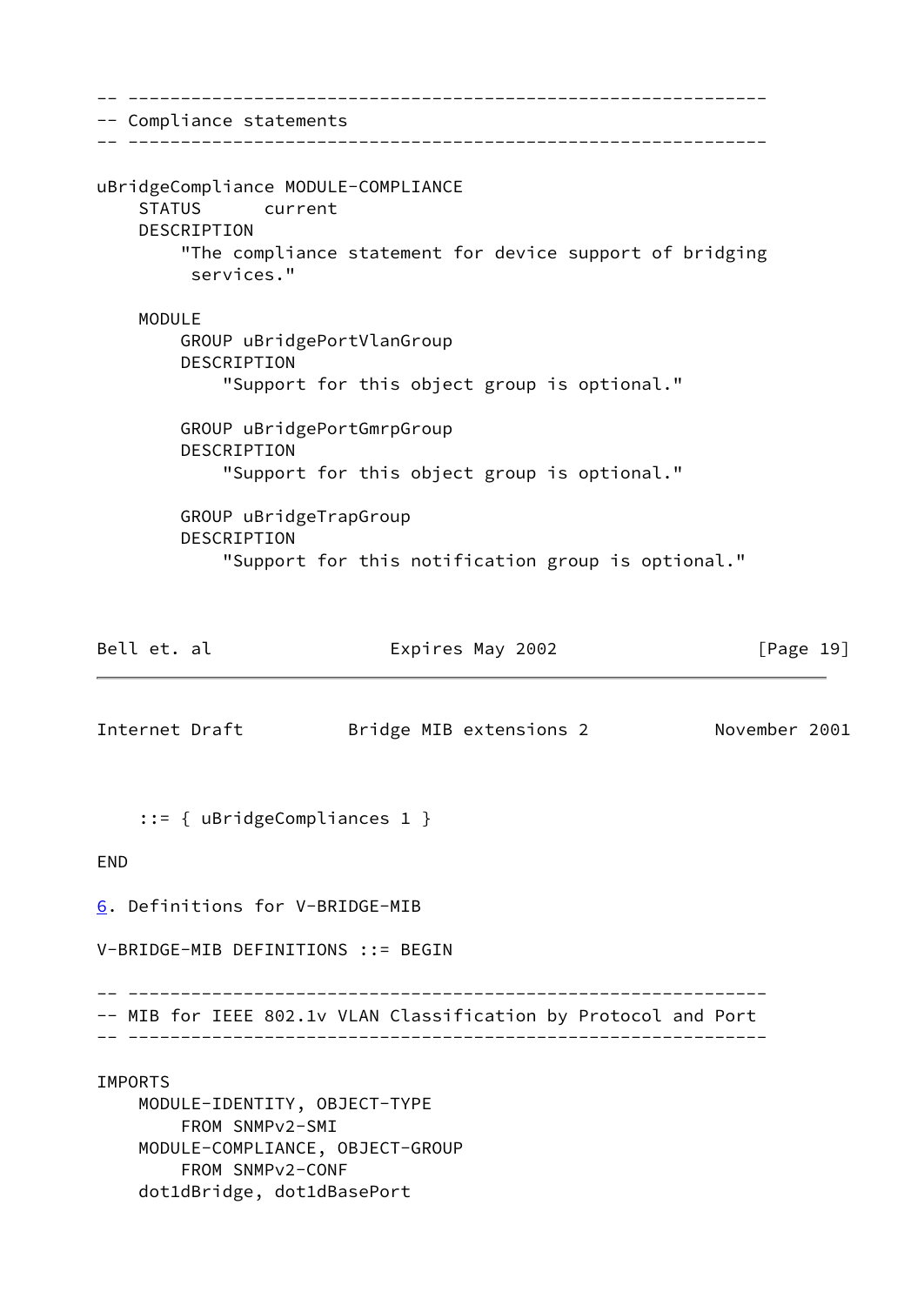```
-- -------------------------------------------------------------
-- Compliance statements
-- -------------------------------------------------------------

uBridgeCompliance MODULE-COMPLIANCE
    STATUS      current
    DESCRIPTION
        "The compliance statement for device support of bridging
         services."

    MODULE
        GROUP uBridgePortVlanGroup
        DESCRIPTION
            "Support for this object group is optional."

        GROUP uBridgePortGmrpGroup
        DESCRIPTION
            "Support for this object group is optional."

        GROUP uBridgeTrapGroup
        DESCRIPTION
            "Support for this notification group is optional."

    ::= { uBridgeCompliances 1 }

END
```

## 6. Definitions for V-BRIDGE-MIB

```
V-BRIDGE-MIB DEFINITIONS ::= BEGIN

-- -------------------------------------------------------------
-- MIB for IEEE 802.1v VLAN Classification by Protocol and Port
-- -------------------------------------------------------------

IMPORTS
    MODULE-IDENTITY, OBJECT-TYPE
        FROM SNMPv2-SMI
    MODULE-COMPLIANCE, OBJECT-GROUP
        FROM SNMPv2-CONF
    dot1dBridge, dot1dBasePort
```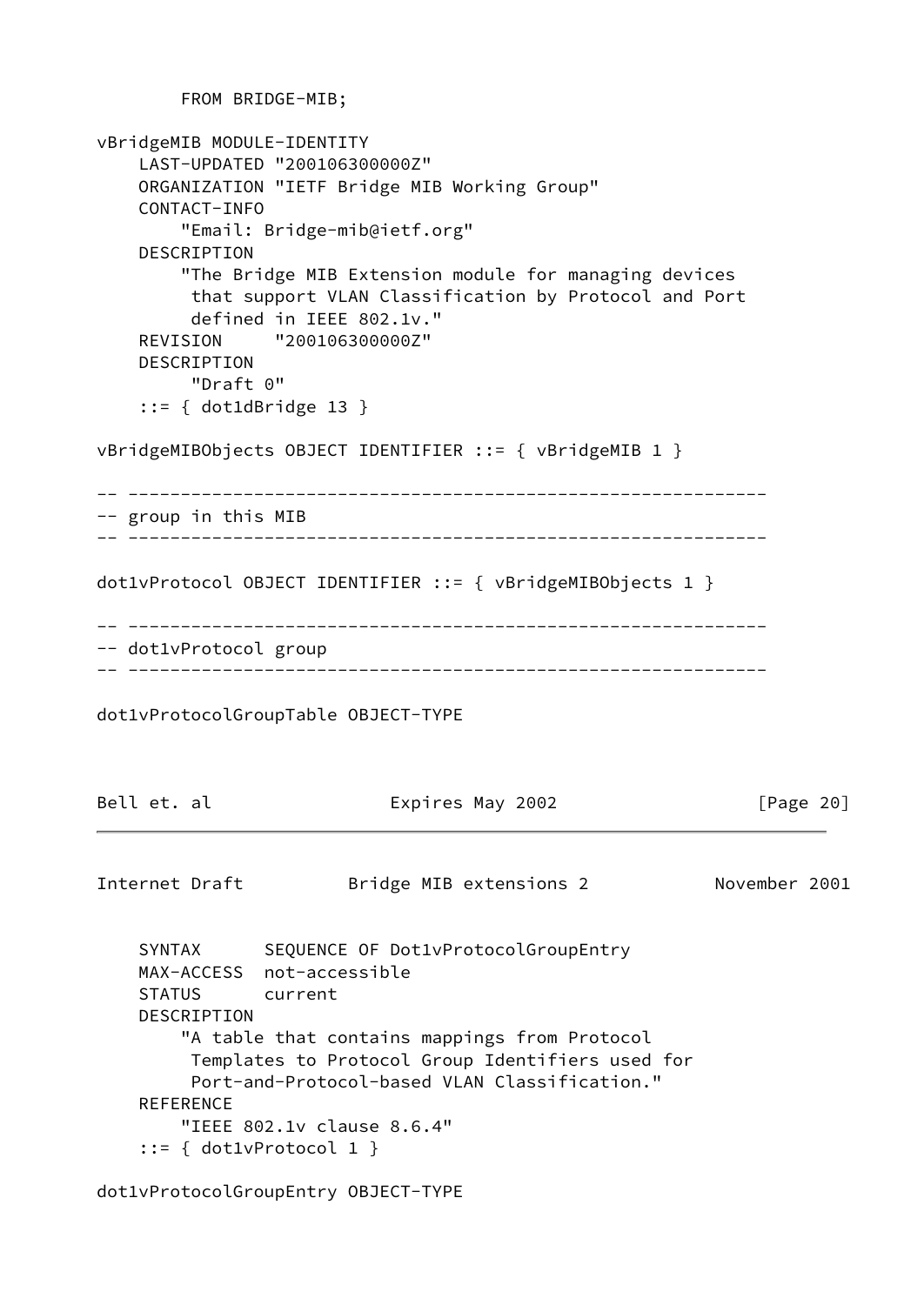```
        FROM BRIDGE-MIB;

vBridgeMIB MODULE-IDENTITY
    LAST-UPDATED "200106300000Z"
    ORGANIZATION "IETF Bridge MIB Working Group"
    CONTACT-INFO
        "Email: Bridge-mib@ietf.org"
    DESCRIPTION
        "The Bridge MIB Extension module for managing devices
         that support VLAN Classification by Protocol and Port
         defined in IEEE 802.1v."
    REVISION     "200106300000Z"
    DESCRIPTION
         "Draft 0"
    ::= { dot1dBridge 13 }

vBridgeMIBObjects OBJECT IDENTIFIER ::= { vBridgeMIB 1 }

-- -------------------------------------------------------------
-- group in this MIB
-- -------------------------------------------------------------

dot1vProtocol OBJECT IDENTIFIER ::= { vBridgeMIBObjects 1 }

-- -------------------------------------------------------------
-- dot1vProtocol group
-- -------------------------------------------------------------

dot1vProtocolGroupTable OBJECT-TYPE
    SYNTAX      SEQUENCE OF Dot1vProtocolGroupEntry
    MAX-ACCESS  not-accessible
    STATUS      current
    DESCRIPTION
        "A table that contains mappings from Protocol
         Templates to Protocol Group Identifiers used for
         Port-and-Protocol-based VLAN Classification."
    REFERENCE
        "IEEE 802.1v clause 8.6.4"
    ::= { dot1vProtocol 1 }

dot1vProtocolGroupEntry OBJECT-TYPE
```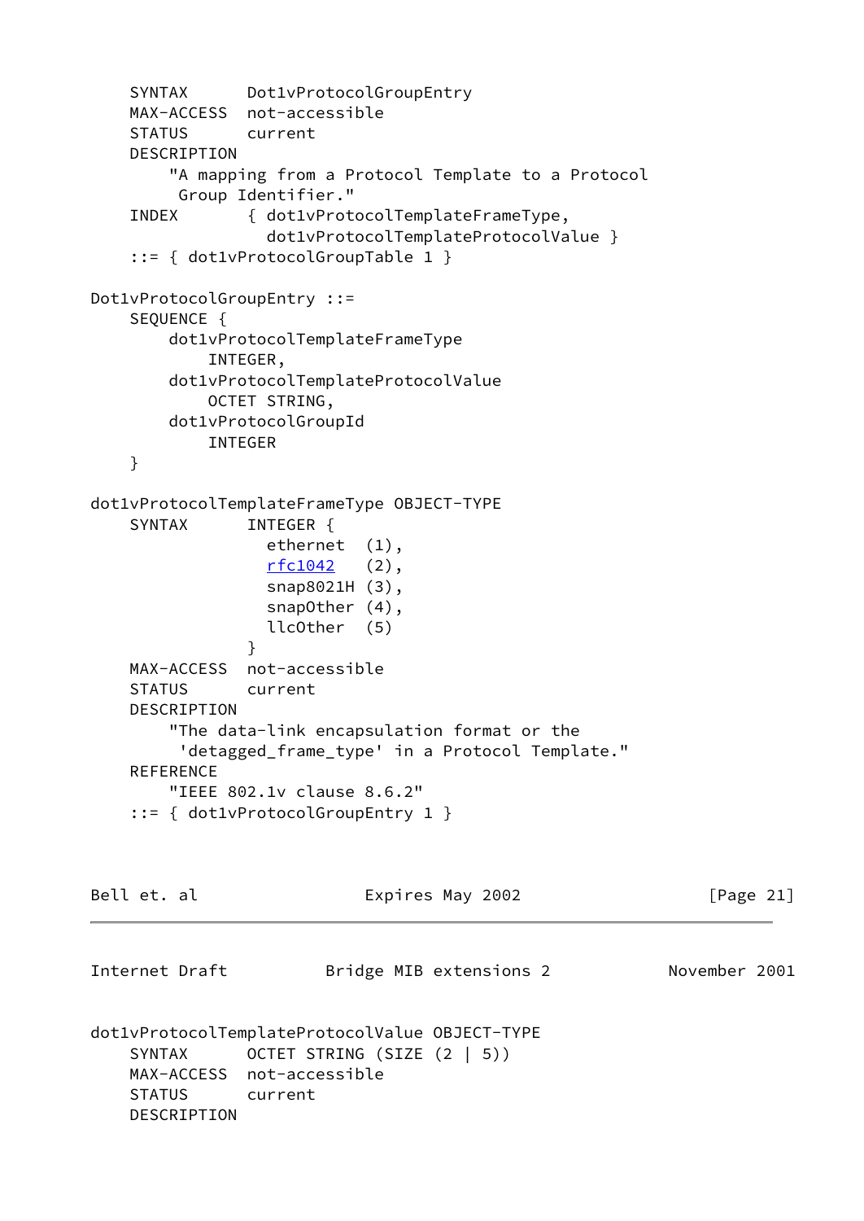```
    SYNTAX      Dot1vProtocolGroupEntry
    MAX-ACCESS  not-accessible
    STATUS      current
    DESCRIPTION
        "A mapping from a Protocol Template to a Protocol
         Group Identifier."
    INDEX       { dot1vProtocolTemplateFrameType,
                  dot1vProtocolTemplateProtocolValue }
    ::= { dot1vProtocolGroupTable 1 }

Dot1vProtocolGroupEntry ::=
    SEQUENCE {
        dot1vProtocolTemplateFrameType
            INTEGER,
        dot1vProtocolTemplateProtocolValue
            OCTET STRING,
        dot1vProtocolGroupId
            INTEGER
    }

dot1vProtocolTemplateFrameType OBJECT-TYPE
    SYNTAX      INTEGER {
                  ethernet  (1),
                  rfc1042   (2),
                  snap8021H (3),
                  snapOther (4),
                  llcOther  (5)
                }
    MAX-ACCESS  not-accessible
    STATUS      current
    DESCRIPTION
        "The data-link encapsulation format or the
         'detagged_frame_type' in a Protocol Template."
    REFERENCE
        "IEEE 802.1v clause 8.6.2"
    ::= { dot1vProtocolGroupEntry 1 }

dot1vProtocolTemplateProtocolValue OBJECT-TYPE
    SYNTAX      OCTET STRING (SIZE (2 | 5))
    MAX-ACCESS  not-accessible
    STATUS      current
    DESCRIPTION
```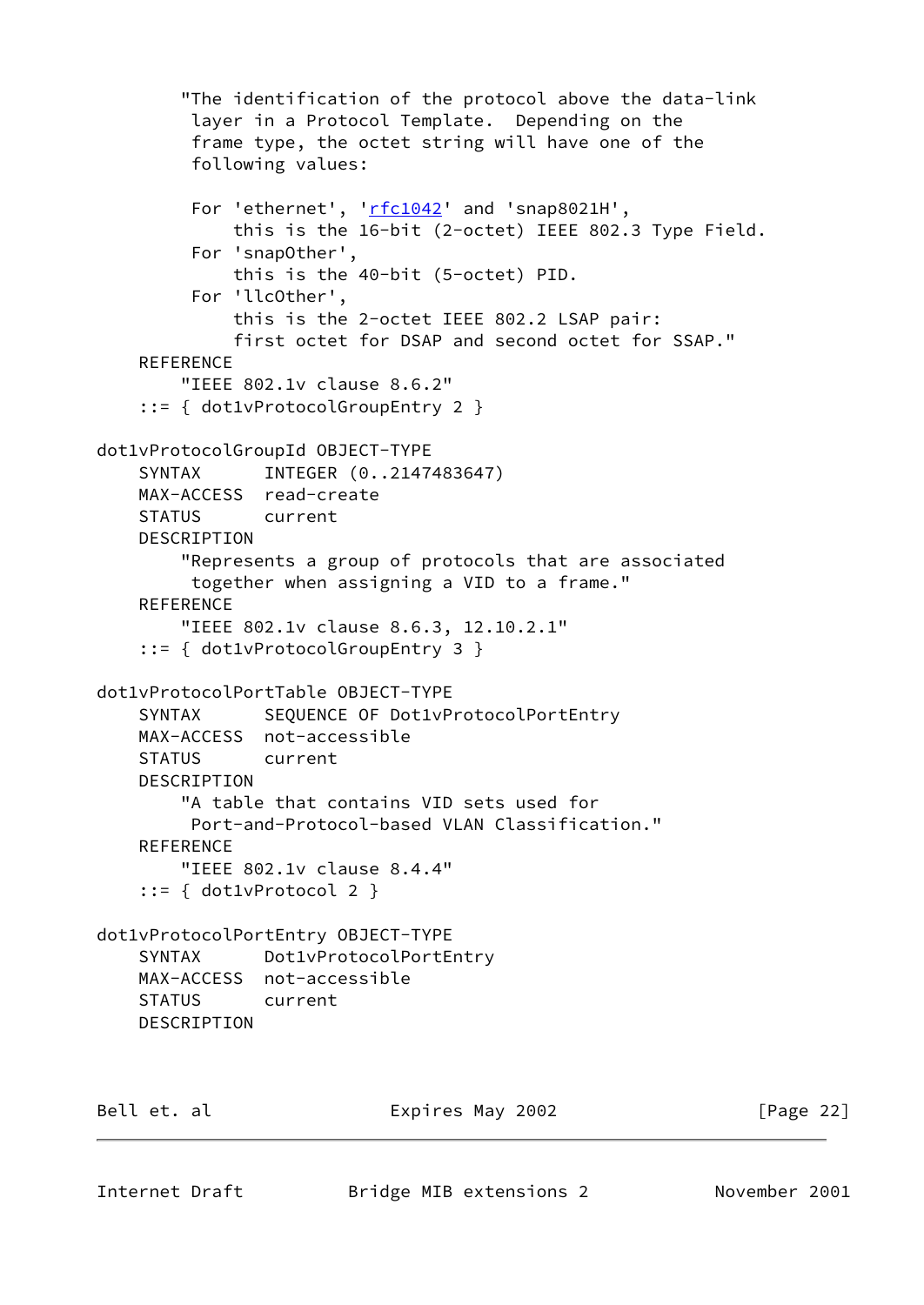```
        "The identification of the protocol above the data-link
         layer in a Protocol Template.  Depending on the
         frame type, the octet string will have one of the
         following values:

         For 'ethernet', 'rfc1042' and 'snap8021H',
             this is the 16-bit (2-octet) IEEE 802.3 Type Field.
         For 'snapOther',
             this is the 40-bit (5-octet) PID.
         For 'llcOther',
             this is the 2-octet IEEE 802.2 LSAP pair:
             first octet for DSAP and second octet for SSAP."
    REFERENCE
        "IEEE 802.1v clause 8.6.2"
    ::= { dot1vProtocolGroupEntry 2 }

dot1vProtocolGroupId OBJECT-TYPE
    SYNTAX      INTEGER (0..2147483647)
    MAX-ACCESS  read-create
    STATUS      current
    DESCRIPTION
        "Represents a group of protocols that are associated
         together when assigning a VID to a frame."
    REFERENCE
        "IEEE 802.1v clause 8.6.3, 12.10.2.1"
    ::= { dot1vProtocolGroupEntry 3 }

dot1vProtocolPortTable OBJECT-TYPE
    SYNTAX      SEQUENCE OF Dot1vProtocolPortEntry
    MAX-ACCESS  not-accessible
    STATUS      current
    DESCRIPTION
        "A table that contains VID sets used for
         Port-and-Protocol-based VLAN Classification."
    REFERENCE
        "IEEE 802.1v clause 8.4.4"
    ::= { dot1vProtocol 2 }

dot1vProtocolPortEntry OBJECT-TYPE
    SYNTAX      Dot1vProtocolPortEntry
    MAX-ACCESS  not-accessible
    STATUS      current
    DESCRIPTION
```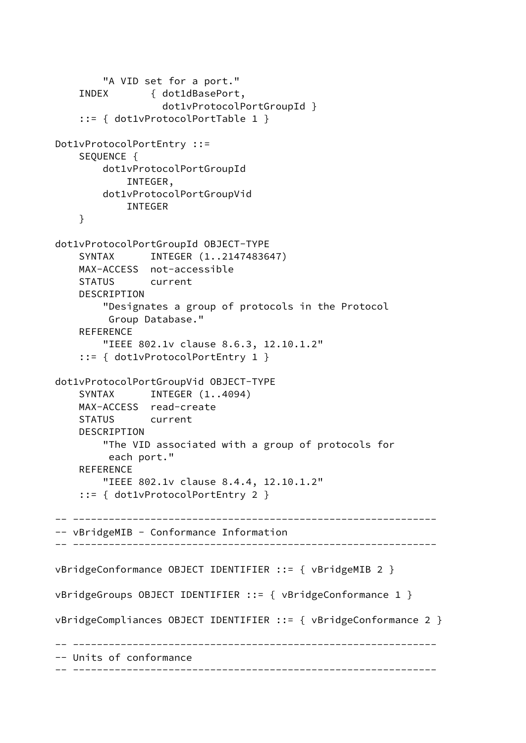```
        "A VID set for a port."
    INDEX       { dot1dBasePort,
                  dot1vProtocolPortGroupId }
    ::= { dot1vProtocolPortTable 1 }

Dot1vProtocolPortEntry ::=
    SEQUENCE {
        dot1vProtocolPortGroupId
            INTEGER,
        dot1vProtocolPortGroupVid
            INTEGER
    }

dot1vProtocolPortGroupId OBJECT-TYPE
    SYNTAX      INTEGER (1..2147483647)
    MAX-ACCESS  not-accessible
    STATUS      current
    DESCRIPTION
        "Designates a group of protocols in the Protocol
         Group Database."
    REFERENCE
        "IEEE 802.1v clause 8.6.3, 12.10.1.2"
    ::= { dot1vProtocolPortEntry 1 }

dot1vProtocolPortGroupVid OBJECT-TYPE
    SYNTAX      INTEGER (1..4094)
    MAX-ACCESS  read-create
    STATUS      current
    DESCRIPTION
        "The VID associated with a group of protocols for
         each port."
    REFERENCE
        "IEEE 802.1v clause 8.4.4, 12.10.1.2"
    ::= { dot1vProtocolPortEntry 2 }

-- -------------------------------------------------------------
-- vBridgeMIB - Conformance Information
-- -------------------------------------------------------------

vBridgeConformance OBJECT IDENTIFIER ::= { vBridgeMIB 2 }

vBridgeGroups OBJECT IDENTIFIER ::= { vBridgeConformance 1 }

vBridgeCompliances OBJECT IDENTIFIER ::= { vBridgeConformance 2 }

-- -------------------------------------------------------------
-- Units of conformance
-- -------------------------------------------------------------
```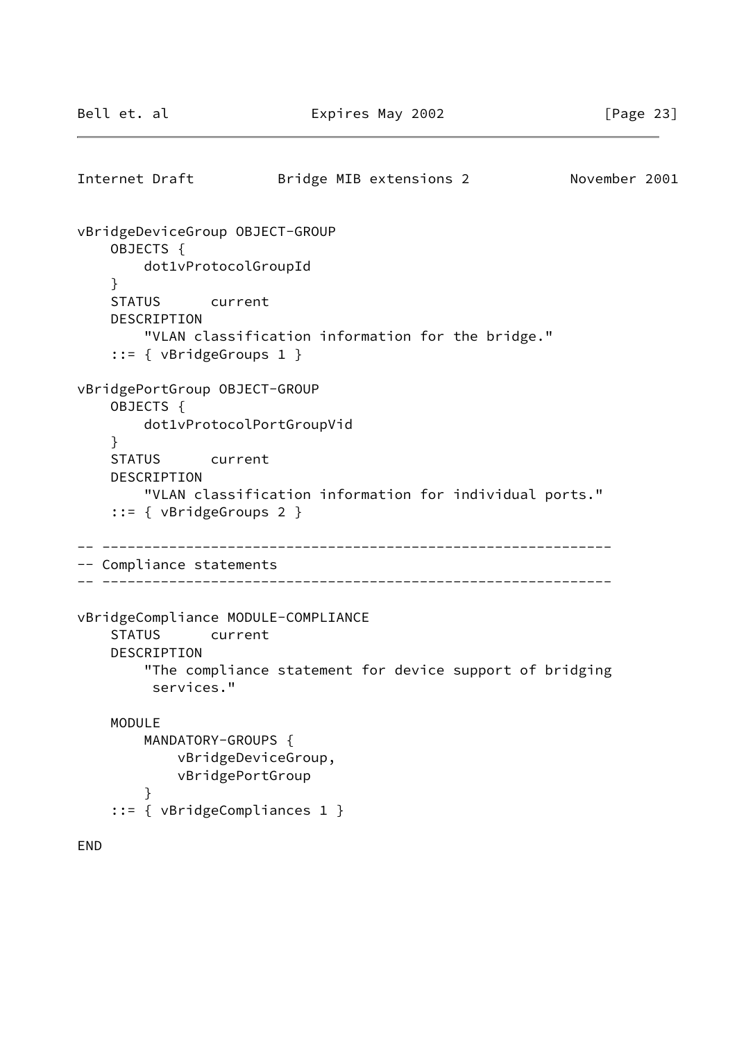```
vBridgeDeviceGroup OBJECT-GROUP
    OBJECTS {
        dot1vProtocolGroupId
    }
    STATUS      current
    DESCRIPTION
        "VLAN classification information for the bridge."
    ::= { vBridgeGroups 1 }

vBridgePortGroup OBJECT-GROUP
    OBJECTS {
        dot1vProtocolPortGroupVid
    }
    STATUS      current
    DESCRIPTION
        "VLAN classification information for individual ports."
    ::= { vBridgeGroups 2 }

-- -------------------------------------------------------------
-- Compliance statements
-- -------------------------------------------------------------

vBridgeCompliance MODULE-COMPLIANCE
    STATUS      current
    DESCRIPTION
        "The compliance statement for device support of bridging
         services."

    MODULE
        MANDATORY-GROUPS {
            vBridgeDeviceGroup,
            vBridgePortGroup
        }
    ::= { vBridgeCompliances 1 }

END
```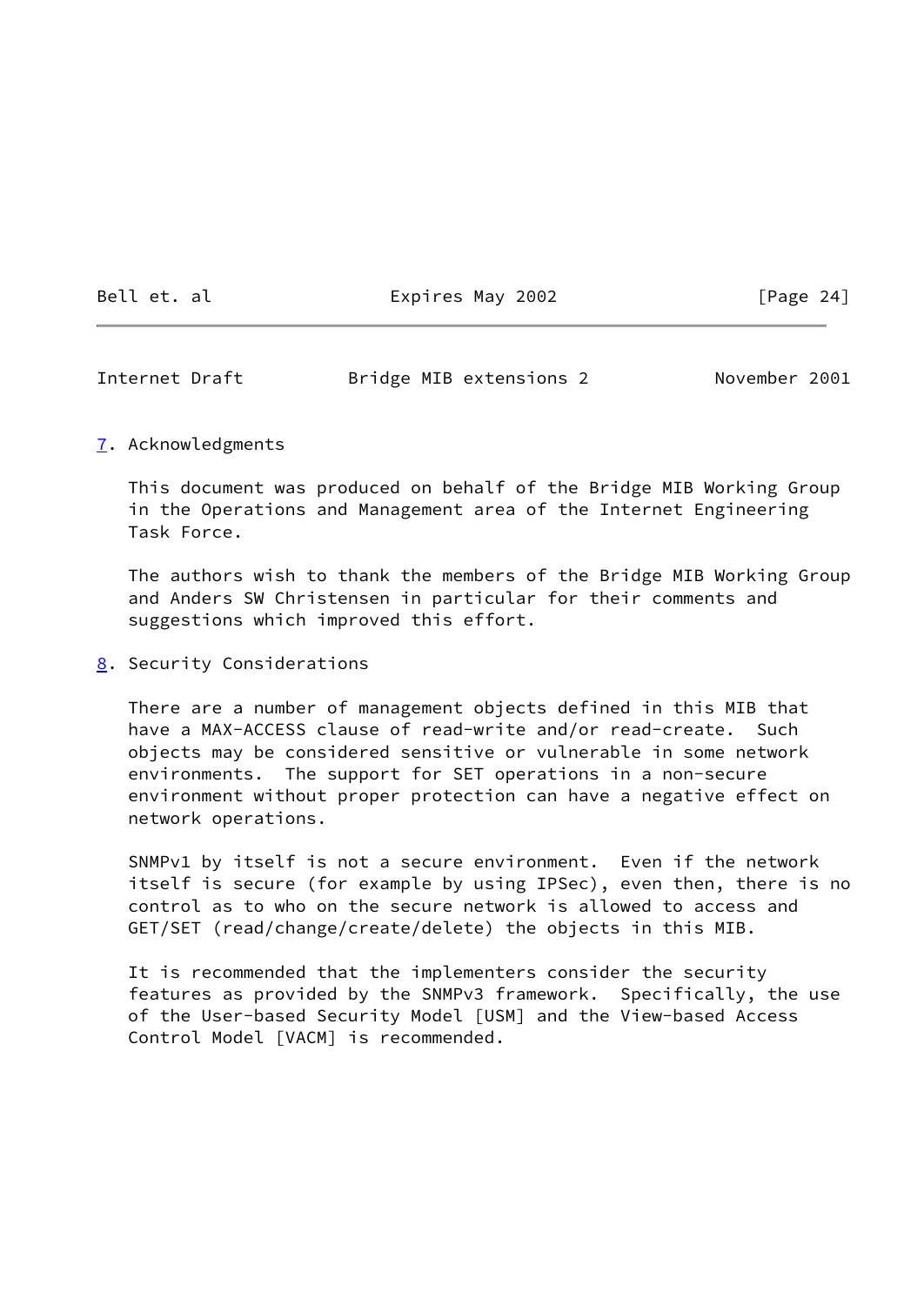## 7. Acknowledgments

This document was produced on behalf of the Bridge MIB Working Group in the Operations and Management area of the Internet Engineering Task Force.

The authors wish to thank the members of the Bridge MIB Working Group and Anders SW Christensen in particular for their comments and suggestions which improved this effort.

## 8. Security Considerations

There are a number of management objects defined in this MIB that have a MAX-ACCESS clause of read-write and/or read-create. Such objects may be considered sensitive or vulnerable in some network environments. The support for SET operations in a non-secure environment without proper protection can have a negative effect on network operations.

SNMPv1 by itself is not a secure environment. Even if the network itself is secure (for example by using IPSec), even then, there is no control as to who on the secure network is allowed to access and GET/SET (read/change/create/delete) the objects in this MIB.

It is recommended that the implementers consider the security features as provided by the SNMPv3 framework. Specifically, the use of the User-based Security Model [USM] and the View-based Access Control Model [VACM] is recommended.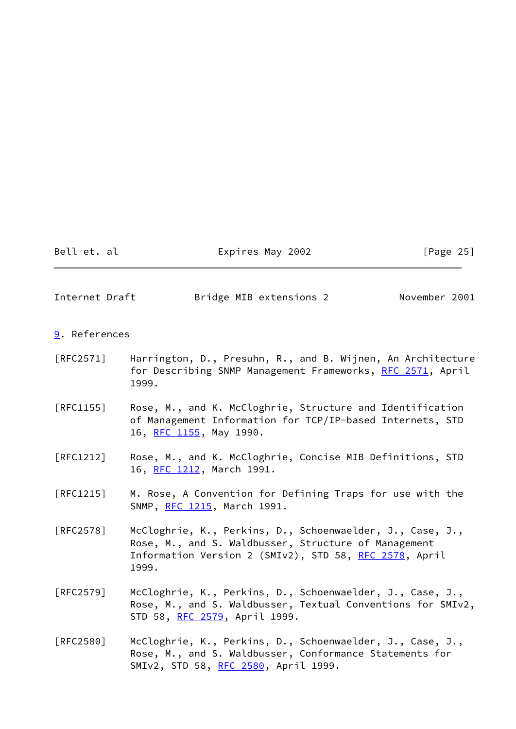## 9. References

[RFC2571] Harrington, D., Presuhn, R., and B. Wijnen, An Architecture for Describing SNMP Management Frameworks, RFC 2571, April 1999.

[RFC1155] Rose, M., and K. McCloghrie, Structure and Identification of Management Information for TCP/IP-based Internets, STD 16, RFC 1155, May 1990.

[RFC1212] Rose, M., and K. McCloghrie, Concise MIB Definitions, STD 16, RFC 1212, March 1991.

[RFC1215] M. Rose, A Convention for Defining Traps for use with the SNMP, RFC 1215, March 1991.

[RFC2578] McCloghrie, K., Perkins, D., Schoenwaelder, J., Case, J., Rose, M., and S. Waldbusser, Structure of Management Information Version 2 (SMIv2), STD 58, RFC 2578, April 1999.

[RFC2579] McCloghrie, K., Perkins, D., Schoenwaelder, J., Case, J., Rose, M., and S. Waldbusser, Textual Conventions for SMIv2, STD 58, RFC 2579, April 1999.

[RFC2580] McCloghrie, K., Perkins, D., Schoenwaelder, J., Case, J., Rose, M., and S. Waldbusser, Conformance Statements for SMIv2, STD 58, RFC 2580, April 1999.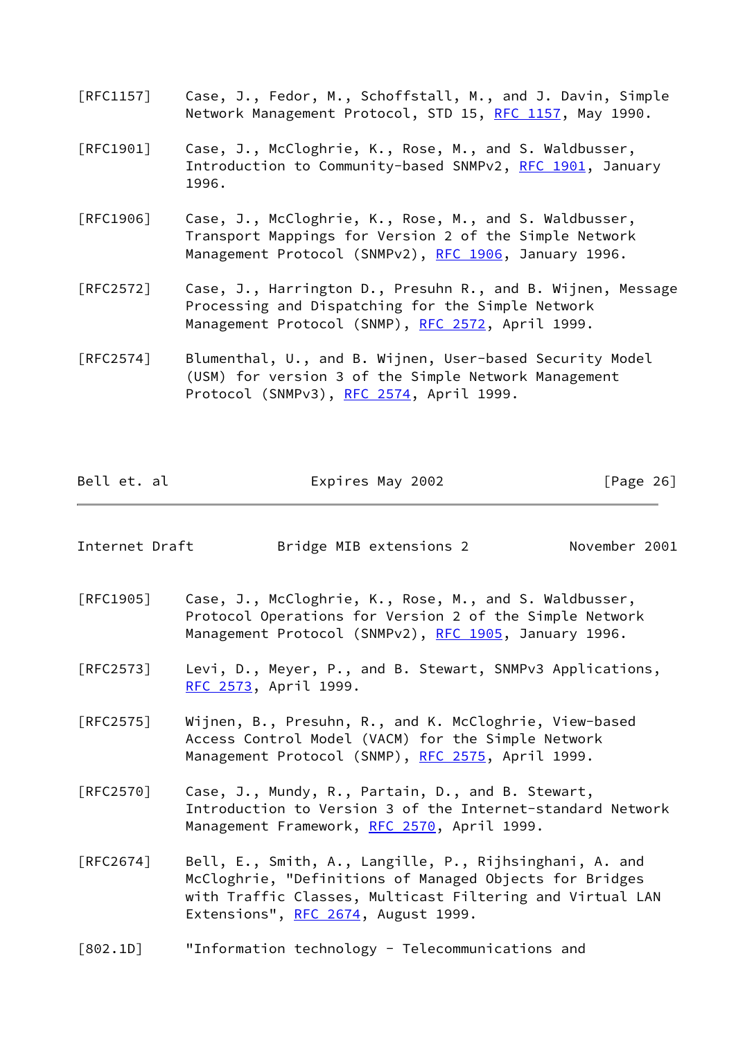[RFC1157] Case, J., Fedor, M., Schoffstall, M., and J. Davin, Simple Network Management Protocol, STD 15, RFC 1157, May 1990.

[RFC1901] Case, J., McCloghrie, K., Rose, M., and S. Waldbusser, Introduction to Community-based SNMPv2, RFC 1901, January 1996.

[RFC1906] Case, J., McCloghrie, K., Rose, M., and S. Waldbusser, Transport Mappings for Version 2 of the Simple Network Management Protocol (SNMPv2), RFC 1906, January 1996.

[RFC2572] Case, J., Harrington D., Presuhn R., and B. Wijnen, Message Processing and Dispatching for the Simple Network Management Protocol (SNMP), RFC 2572, April 1999.

[RFC2574] Blumenthal, U., and B. Wijnen, User-based Security Model (USM) for version 3 of the Simple Network Management Protocol (SNMPv3), RFC 2574, April 1999.

[RFC1905] Case, J., McCloghrie, K., Rose, M., and S. Waldbusser, Protocol Operations for Version 2 of the Simple Network Management Protocol (SNMPv2), RFC 1905, January 1996.

[RFC2573] Levi, D., Meyer, P., and B. Stewart, SNMPv3 Applications, RFC 2573, April 1999.

[RFC2575] Wijnen, B., Presuhn, R., and K. McCloghrie, View-based Access Control Model (VACM) for the Simple Network Management Protocol (SNMP), RFC 2575, April 1999.

[RFC2570] Case, J., Mundy, R., Partain, D., and B. Stewart, Introduction to Version 3 of the Internet-standard Network Management Framework, RFC 2570, April 1999.

[RFC2674] Bell, E., Smith, A., Langille, P., Rijhsinghani, A. and McCloghrie, "Definitions of Managed Objects for Bridges with Traffic Classes, Multicast Filtering and Virtual LAN Extensions", RFC 2674, August 1999.

[802.1D] "Information technology - Telecommunications and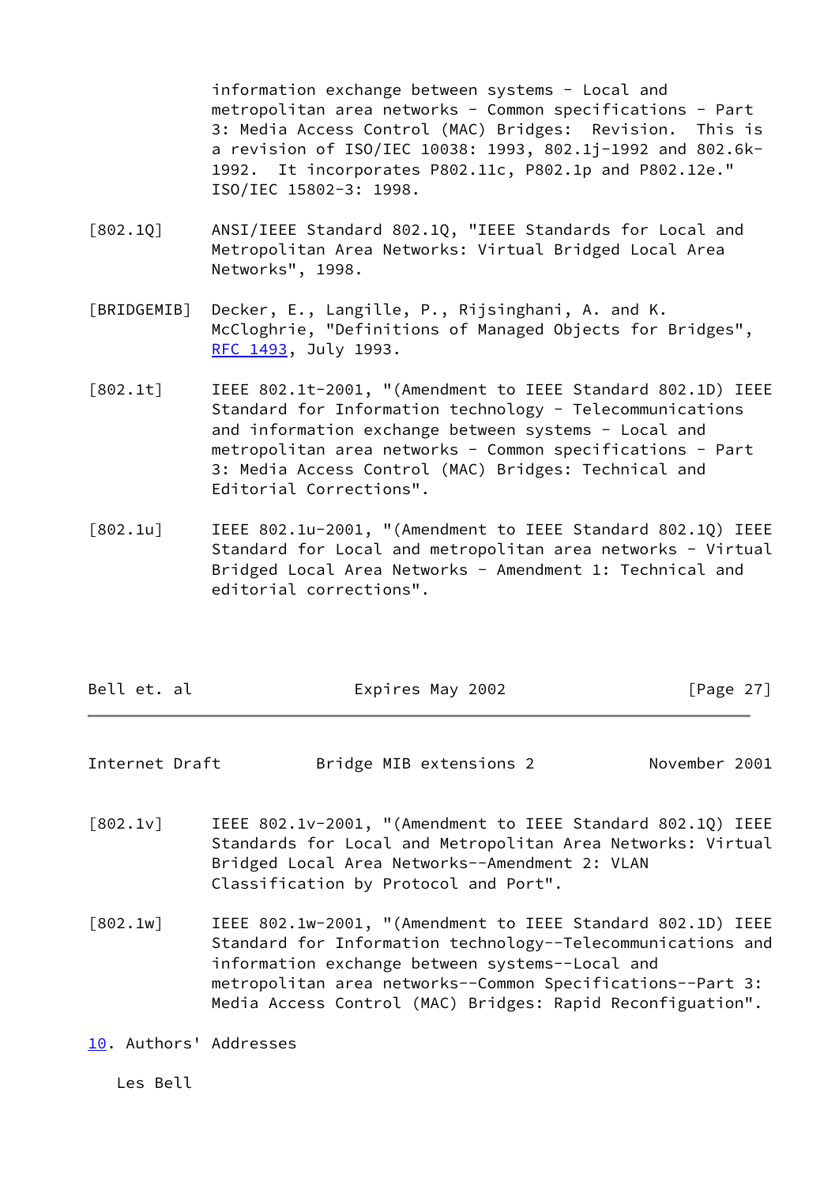information exchange between systems - Local and metropolitan area networks - Common specifications - Part 3: Media Access Control (MAC) Bridges: Revision. This is a revision of ISO/IEC 10038: 1993, 802.1j-1992 and 802.6k-1992. It incorporates P802.11c, P802.1p and P802.12e." ISO/IEC 15802-3: 1998.

[802.1Q] ANSI/IEEE Standard 802.1Q, "IEEE Standards for Local and Metropolitan Area Networks: Virtual Bridged Local Area Networks", 1998.

[BRIDGEMIB] Decker, E., Langille, P., Rijsinghani, A. and K. McCloghrie, "Definitions of Managed Objects for Bridges", RFC 1493, July 1993.

[802.1t] IEEE 802.1t-2001, "(Amendment to IEEE Standard 802.1D) IEEE Standard for Information technology - Telecommunications and information exchange between systems - Local and metropolitan area networks - Common specifications - Part 3: Media Access Control (MAC) Bridges: Technical and Editorial Corrections".

[802.1u] IEEE 802.1u-2001, "(Amendment to IEEE Standard 802.1Q) IEEE Standard for Local and metropolitan area networks - Virtual Bridged Local Area Networks - Amendment 1: Technical and editorial corrections".

[802.1v] IEEE 802.1v-2001, "(Amendment to IEEE Standard 802.1Q) IEEE Standards for Local and Metropolitan Area Networks: Virtual Bridged Local Area Networks--Amendment 2: VLAN Classification by Protocol and Port".

[802.1w] IEEE 802.1w-2001, "(Amendment to IEEE Standard 802.1D) IEEE Standard for Information technology--Telecommunications and information exchange between systems--Local and metropolitan area networks--Common Specifications--Part 3: Media Access Control (MAC) Bridges: Rapid Reconfiguation".

## 10. Authors' Addresses

Les Bell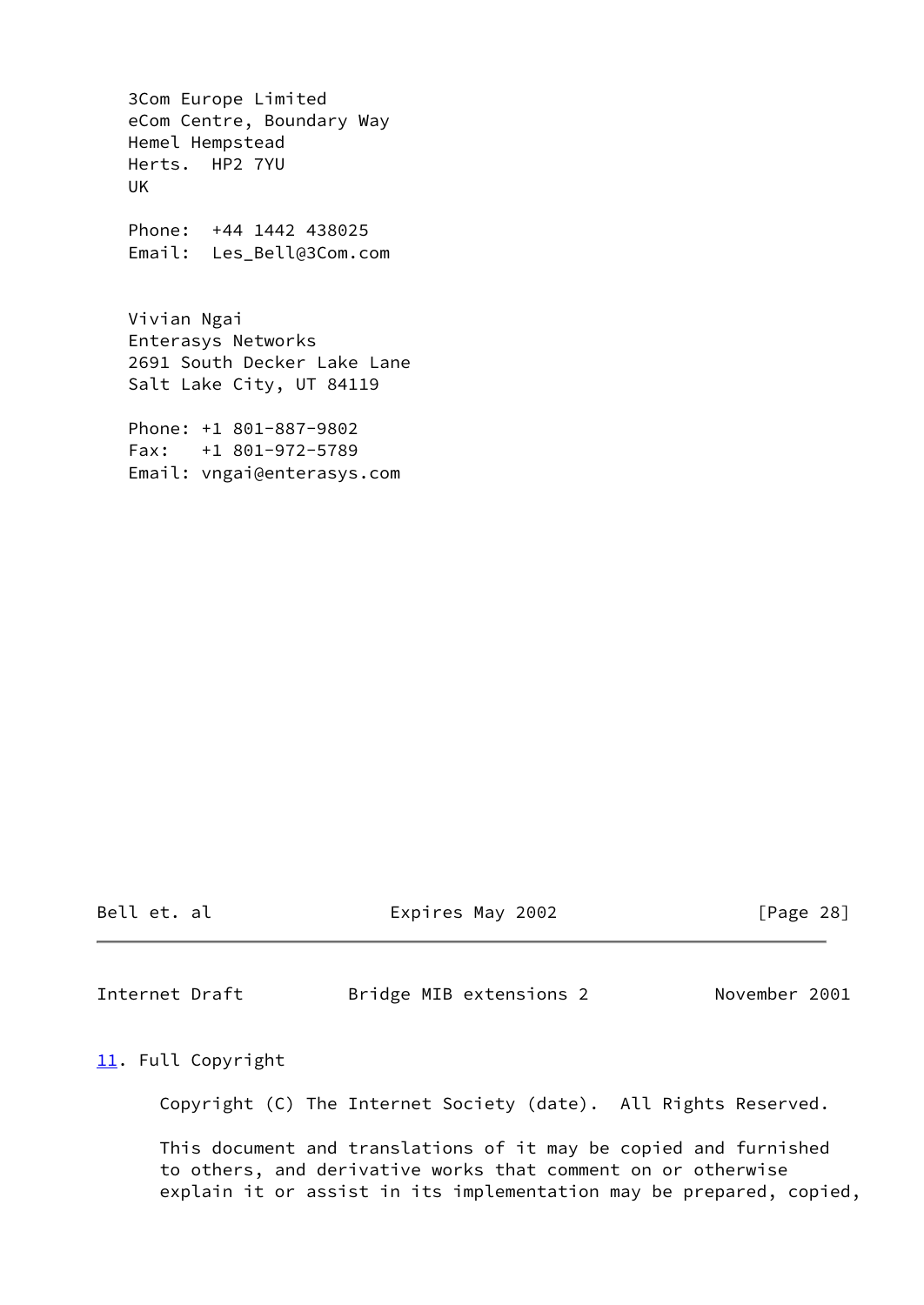3Com Europe Limited
eCom Centre, Boundary Way
Hemel Hempstead
Herts.  HP2 7YU
UK

Phone:  +44 1442 438025
Email:  Les_Bell@3Com.com

Vivian Ngai
Enterasys Networks
2691 South Decker Lake Lane
Salt Lake City, UT 84119

Phone: +1 801-887-9802
Fax:   +1 801-972-5789
Email: vngai@enterasys.com

## 11. Full Copyright

Copyright (C) The Internet Society (date).  All Rights Reserved.

This document and translations of it may be copied and furnished to others, and derivative works that comment on or otherwise explain it or assist in its implementation may be prepared, copied,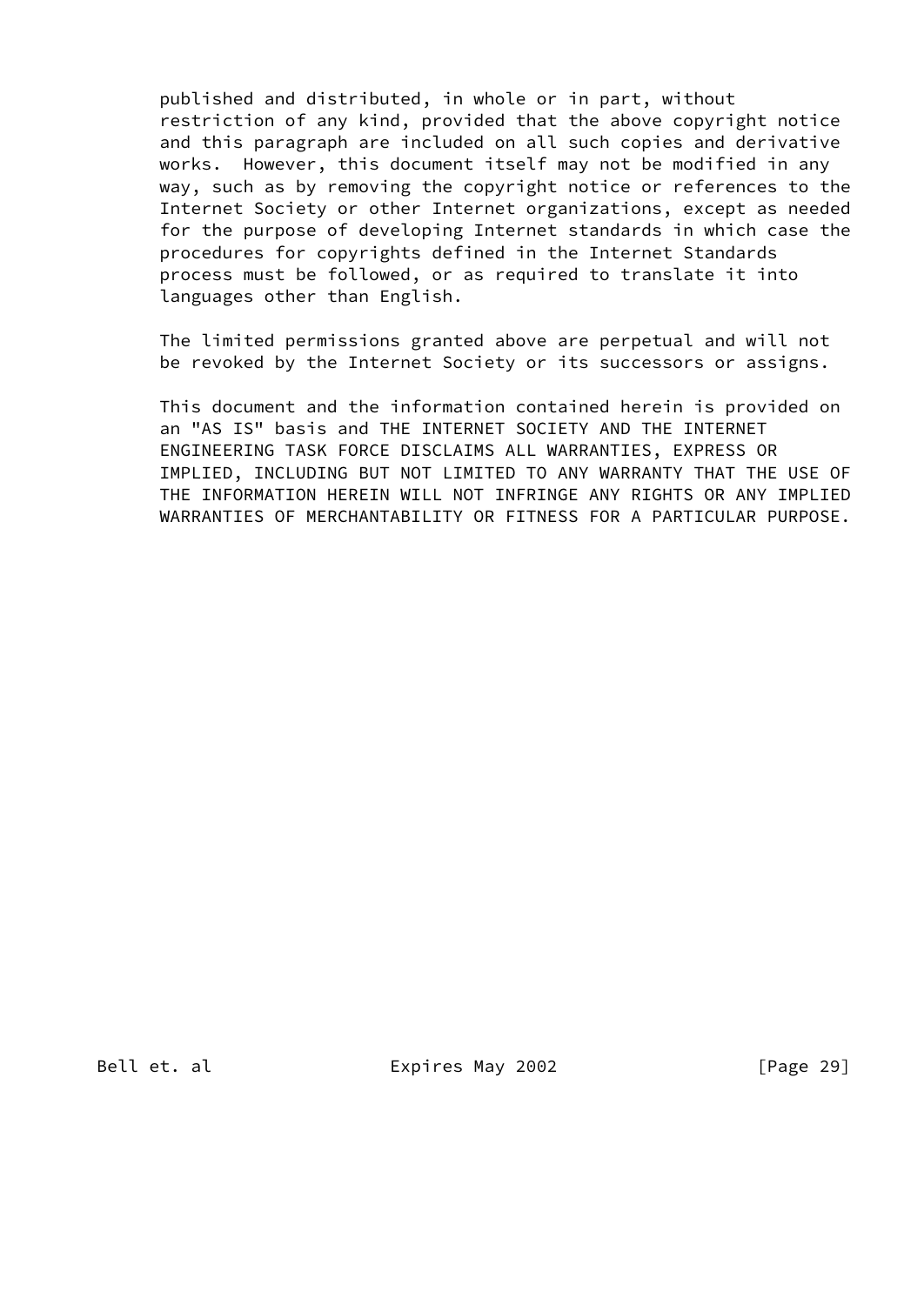published and distributed, in whole or in part, without restriction of any kind, provided that the above copyright notice and this paragraph are included on all such copies and derivative works. However, this document itself may not be modified in any way, such as by removing the copyright notice or references to the Internet Society or other Internet organizations, except as needed for the purpose of developing Internet standards in which case the procedures for copyrights defined in the Internet Standards process must be followed, or as required to translate it into languages other than English.

The limited permissions granted above are perpetual and will not be revoked by the Internet Society or its successors or assigns.

This document and the information contained herein is provided on an "AS IS" basis and THE INTERNET SOCIETY AND THE INTERNET ENGINEERING TASK FORCE DISCLAIMS ALL WARRANTIES, EXPRESS OR IMPLIED, INCLUDING BUT NOT LIMITED TO ANY WARRANTY THAT THE USE OF THE INFORMATION HEREIN WILL NOT INFRINGE ANY RIGHTS OR ANY IMPLIED WARRANTIES OF MERCHANTABILITY OR FITNESS FOR A PARTICULAR PURPOSE.